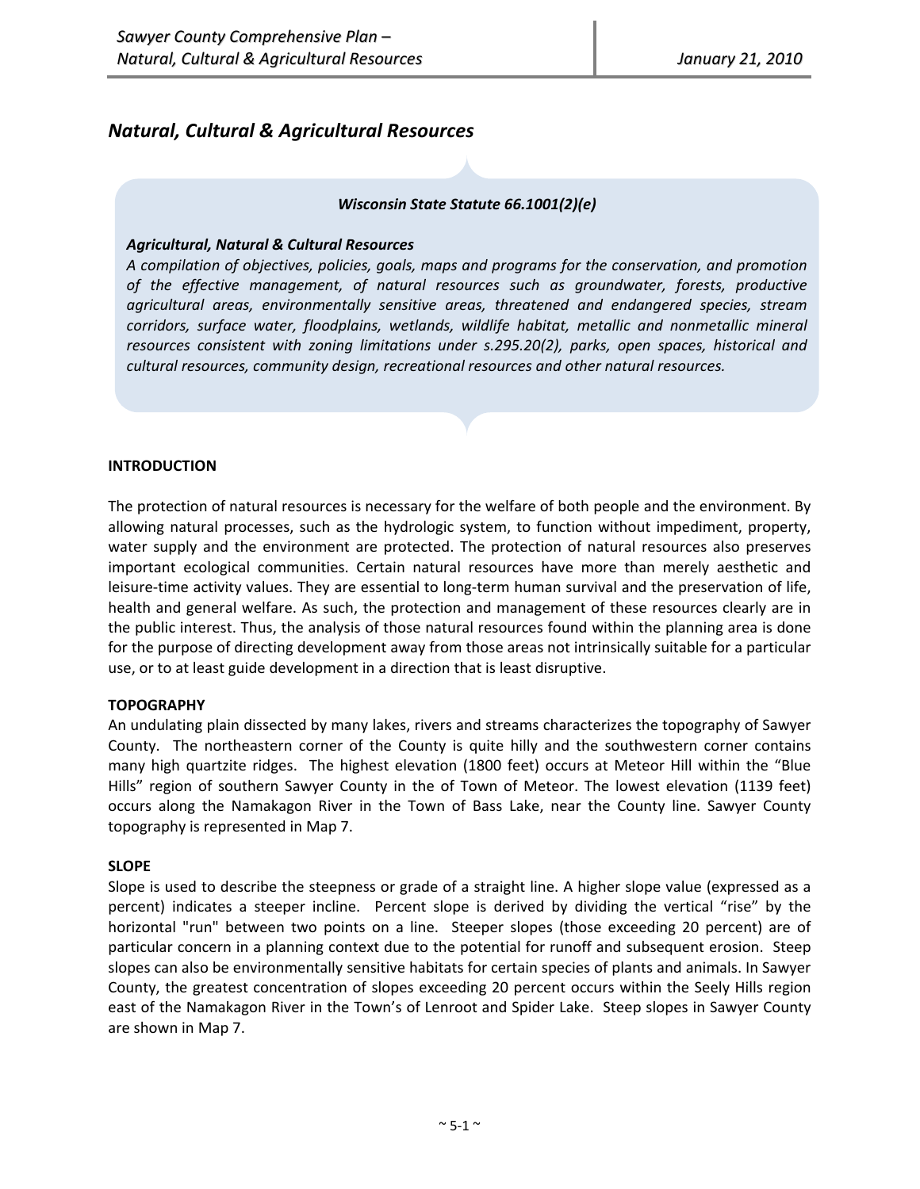# *Natural, Cultural & Agricultural Resources*

> ***Wisconsin State Statute 66.1001(2)(e)***
>
> ***Agricultural, Natural & Cultural Resources***
>
> *A compilation of objectives, policies, goals, maps and programs for the conservation, and promotion of the effective management, of natural resources such as groundwater, forests, productive agricultural areas, environmentally sensitive areas, threatened and endangered species, stream corridors, surface water, floodplains, wetlands, wildlife habitat, metallic and nonmetallic mineral resources consistent with zoning limitations under s.295.20(2), parks, open spaces, historical and cultural resources, community design, recreational resources and other natural resources.*

## INTRODUCTION

The protection of natural resources is necessary for the welfare of both people and the environment. By allowing natural processes, such as the hydrologic system, to function without impediment, property, water supply and the environment are protected. The protection of natural resources also preserves important ecological communities. Certain natural resources have more than merely aesthetic and leisure-time activity values. They are essential to long-term human survival and the preservation of life, health and general welfare. As such, the protection and management of these resources clearly are in the public interest. Thus, the analysis of those natural resources found within the planning area is done for the purpose of directing development away from those areas not intrinsically suitable for a particular use, or to at least guide development in a direction that is least disruptive.

## TOPOGRAPHY

An undulating plain dissected by many lakes, rivers and streams characterizes the topography of Sawyer County. The northeastern corner of the County is quite hilly and the southwestern corner contains many high quartzite ridges. The highest elevation (1800 feet) occurs at Meteor Hill within the "Blue Hills" region of southern Sawyer County in the of Town of Meteor. The lowest elevation (1139 feet) occurs along the Namakagon River in the Town of Bass Lake, near the County line. Sawyer County topography is represented in Map 7.

## SLOPE

Slope is used to describe the steepness or grade of a straight line. A higher slope value (expressed as a percent) indicates a steeper incline. Percent slope is derived by dividing the vertical "rise" by the horizontal "run" between two points on a line. Steeper slopes (those exceeding 20 percent) are of particular concern in a planning context due to the potential for runoff and subsequent erosion. Steep slopes can also be environmentally sensitive habitats for certain species of plants and animals. In Sawyer County, the greatest concentration of slopes exceeding 20 percent occurs within the Seely Hills region east of the Namakagon River in the Town's of Lenroot and Spider Lake. Steep slopes in Sawyer County are shown in Map 7.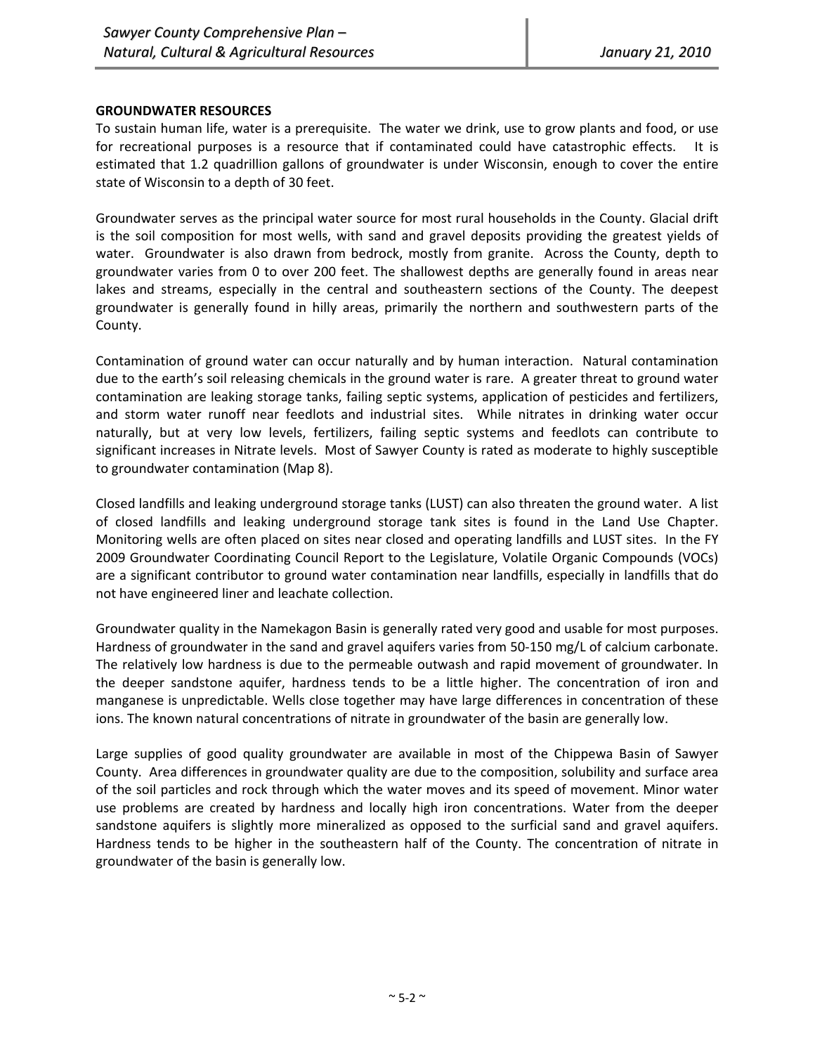## GROUNDWATER RESOURCES

To sustain human life, water is a prerequisite. The water we drink, use to grow plants and food, or use for recreational purposes is a resource that if contaminated could have catastrophic effects. It is estimated that 1.2 quadrillion gallons of groundwater is under Wisconsin, enough to cover the entire state of Wisconsin to a depth of 30 feet.

Groundwater serves as the principal water source for most rural households in the County. Glacial drift is the soil composition for most wells, with sand and gravel deposits providing the greatest yields of water. Groundwater is also drawn from bedrock, mostly from granite. Across the County, depth to groundwater varies from 0 to over 200 feet. The shallowest depths are generally found in areas near lakes and streams, especially in the central and southeastern sections of the County. The deepest groundwater is generally found in hilly areas, primarily the northern and southwestern parts of the County.

Contamination of ground water can occur naturally and by human interaction. Natural contamination due to the earth's soil releasing chemicals in the ground water is rare. A greater threat to ground water contamination are leaking storage tanks, failing septic systems, application of pesticides and fertilizers, and storm water runoff near feedlots and industrial sites. While nitrates in drinking water occur naturally, but at very low levels, fertilizers, failing septic systems and feedlots can contribute to significant increases in Nitrate levels. Most of Sawyer County is rated as moderate to highly susceptible to groundwater contamination (Map 8).

Closed landfills and leaking underground storage tanks (LUST) can also threaten the ground water. A list of closed landfills and leaking underground storage tank sites is found in the Land Use Chapter. Monitoring wells are often placed on sites near closed and operating landfills and LUST sites. In the FY 2009 Groundwater Coordinating Council Report to the Legislature, Volatile Organic Compounds (VOCs) are a significant contributor to ground water contamination near landfills, especially in landfills that do not have engineered liner and leachate collection.

Groundwater quality in the Namekagon Basin is generally rated very good and usable for most purposes. Hardness of groundwater in the sand and gravel aquifers varies from 50-150 mg/L of calcium carbonate. The relatively low hardness is due to the permeable outwash and rapid movement of groundwater. In the deeper sandstone aquifer, hardness tends to be a little higher. The concentration of iron and manganese is unpredictable. Wells close together may have large differences in concentration of these ions. The known natural concentrations of nitrate in groundwater of the basin are generally low.

Large supplies of good quality groundwater are available in most of the Chippewa Basin of Sawyer County. Area differences in groundwater quality are due to the composition, solubility and surface area of the soil particles and rock through which the water moves and its speed of movement. Minor water use problems are created by hardness and locally high iron concentrations. Water from the deeper sandstone aquifers is slightly more mineralized as opposed to the surficial sand and gravel aquifers. Hardness tends to be higher in the southeastern half of the County. The concentration of nitrate in groundwater of the basin is generally low.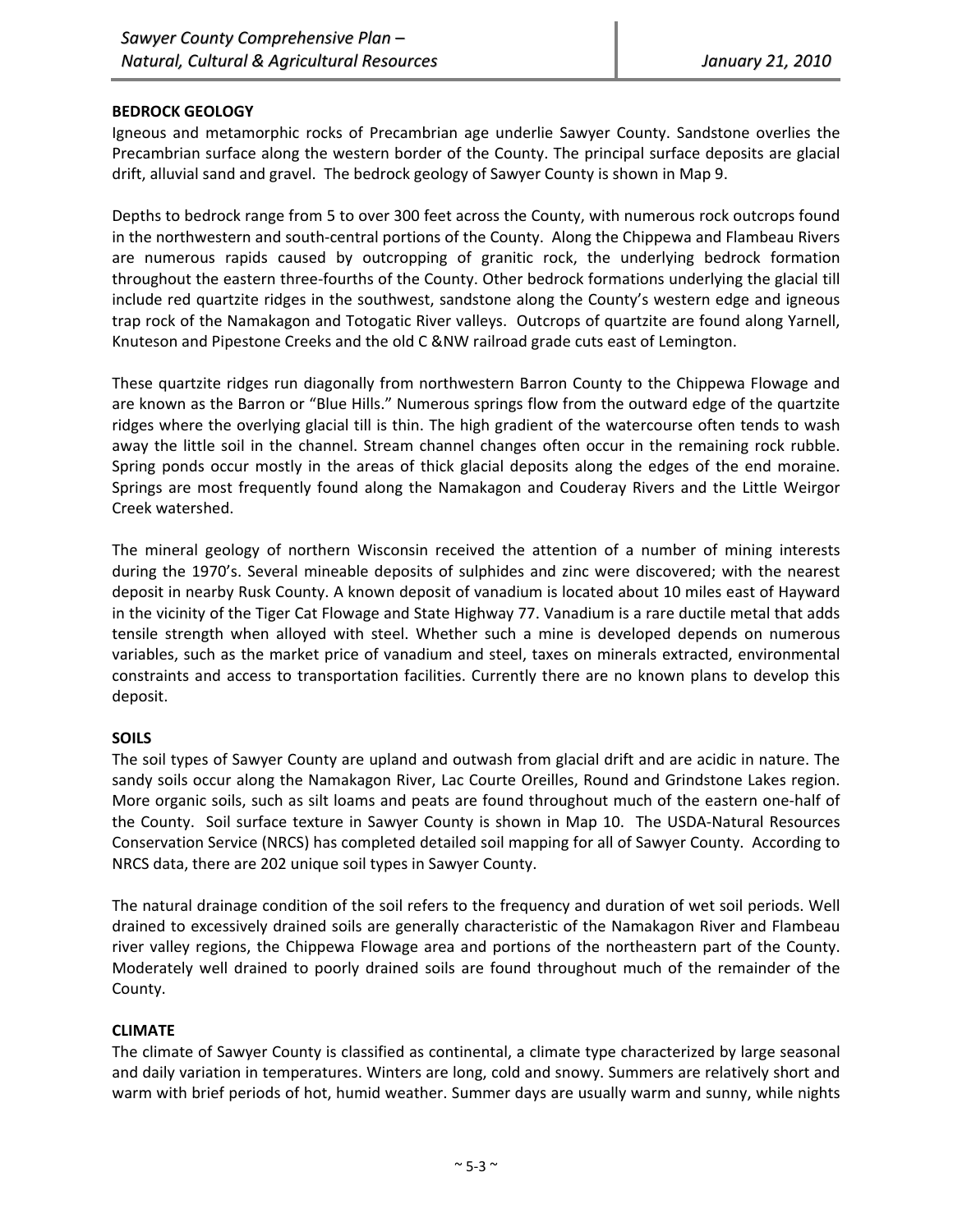## BEDROCK GEOLOGY

Igneous and metamorphic rocks of Precambrian age underlie Sawyer County. Sandstone overlies the Precambrian surface along the western border of the County. The principal surface deposits are glacial drift, alluvial sand and gravel. The bedrock geology of Sawyer County is shown in Map 9.

Depths to bedrock range from 5 to over 300 feet across the County, with numerous rock outcrops found in the northwestern and south-central portions of the County. Along the Chippewa and Flambeau Rivers are numerous rapids caused by outcropping of granitic rock, the underlying bedrock formation throughout the eastern three-fourths of the County. Other bedrock formations underlying the glacial till include red quartzite ridges in the southwest, sandstone along the County's western edge and igneous trap rock of the Namakagon and Totogatic River valleys. Outcrops of quartzite are found along Yarnell, Knuteson and Pipestone Creeks and the old C &NW railroad grade cuts east of Lemington.

These quartzite ridges run diagonally from northwestern Barron County to the Chippewa Flowage and are known as the Barron or "Blue Hills." Numerous springs flow from the outward edge of the quartzite ridges where the overlying glacial till is thin. The high gradient of the watercourse often tends to wash away the little soil in the channel. Stream channel changes often occur in the remaining rock rubble. Spring ponds occur mostly in the areas of thick glacial deposits along the edges of the end moraine. Springs are most frequently found along the Namakagon and Couderay Rivers and the Little Weirgor Creek watershed.

The mineral geology of northern Wisconsin received the attention of a number of mining interests during the 1970's. Several mineable deposits of sulphides and zinc were discovered; with the nearest deposit in nearby Rusk County. A known deposit of vanadium is located about 10 miles east of Hayward in the vicinity of the Tiger Cat Flowage and State Highway 77. Vanadium is a rare ductile metal that adds tensile strength when alloyed with steel. Whether such a mine is developed depends on numerous variables, such as the market price of vanadium and steel, taxes on minerals extracted, environmental constraints and access to transportation facilities. Currently there are no known plans to develop this deposit.

## SOILS

The soil types of Sawyer County are upland and outwash from glacial drift and are acidic in nature. The sandy soils occur along the Namakagon River, Lac Courte Oreilles, Round and Grindstone Lakes region. More organic soils, such as silt loams and peats are found throughout much of the eastern one-half of the County. Soil surface texture in Sawyer County is shown in Map 10. The USDA-Natural Resources Conservation Service (NRCS) has completed detailed soil mapping for all of Sawyer County. According to NRCS data, there are 202 unique soil types in Sawyer County.

The natural drainage condition of the soil refers to the frequency and duration of wet soil periods. Well drained to excessively drained soils are generally characteristic of the Namakagon River and Flambeau river valley regions, the Chippewa Flowage area and portions of the northeastern part of the County. Moderately well drained to poorly drained soils are found throughout much of the remainder of the County.

## CLIMATE

The climate of Sawyer County is classified as continental, a climate type characterized by large seasonal and daily variation in temperatures. Winters are long, cold and snowy. Summers are relatively short and warm with brief periods of hot, humid weather. Summer days are usually warm and sunny, while nights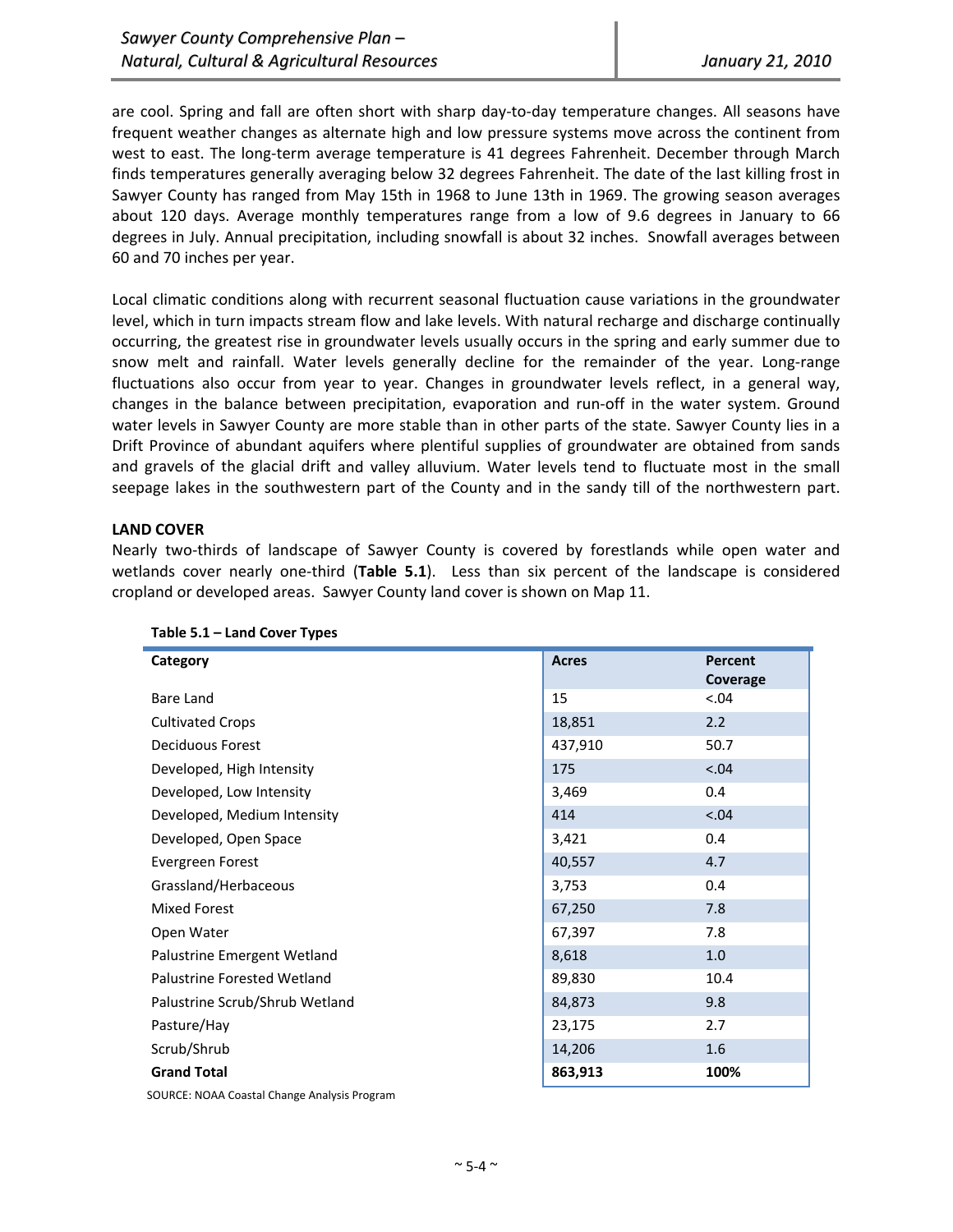are cool. Spring and fall are often short with sharp day-to-day temperature changes. All seasons have frequent weather changes as alternate high and low pressure systems move across the continent from west to east. The long-term average temperature is 41 degrees Fahrenheit. December through March finds temperatures generally averaging below 32 degrees Fahrenheit. The date of the last killing frost in Sawyer County has ranged from May 15th in 1968 to June 13th in 1969. The growing season averages about 120 days. Average monthly temperatures range from a low of 9.6 degrees in January to 66 degrees in July. Annual precipitation, including snowfall is about 32 inches. Snowfall averages between 60 and 70 inches per year.

Local climatic conditions along with recurrent seasonal fluctuation cause variations in the groundwater level, which in turn impacts stream flow and lake levels. With natural recharge and discharge continually occurring, the greatest rise in groundwater levels usually occurs in the spring and early summer due to snow melt and rainfall. Water levels generally decline for the remainder of the year. Long-range fluctuations also occur from year to year. Changes in groundwater levels reflect, in a general way, changes in the balance between precipitation, evaporation and run-off in the water system. Ground water levels in Sawyer County are more stable than in other parts of the state. Sawyer County lies in a Drift Province of abundant aquifers where plentiful supplies of groundwater are obtained from sands and gravels of the glacial drift and valley alluvium. Water levels tend to fluctuate most in the small seepage lakes in the southwestern part of the County and in the sandy till of the northwestern part.

**LAND COVER**

Nearly two-thirds of landscape of Sawyer County is covered by forestlands while open water and wetlands cover nearly one-third (**Table 5.1**). Less than six percent of the landscape is considered cropland or developed areas. Sawyer County land cover is shown on Map 11.

**Table 5.1 – Land Cover Types**

| Category | Acres | Percent Coverage |
|---|---|---|
| Bare Land | 15 | <.04 |
| Cultivated Crops | 18,851 | 2.2 |
| Deciduous Forest | 437,910 | 50.7 |
| Developed, High Intensity | 175 | <.04 |
| Developed, Low Intensity | 3,469 | 0.4 |
| Developed, Medium Intensity | 414 | <.04 |
| Developed, Open Space | 3,421 | 0.4 |
| Evergreen Forest | 40,557 | 4.7 |
| Grassland/Herbaceous | 3,753 | 0.4 |
| Mixed Forest | 67,250 | 7.8 |
| Open Water | 67,397 | 7.8 |
| Palustrine Emergent Wetland | 8,618 | 1.0 |
| Palustrine Forested Wetland | 89,830 | 10.4 |
| Palustrine Scrub/Shrub Wetland | 84,873 | 9.8 |
| Pasture/Hay | 23,175 | 2.7 |
| Scrub/Shrub | 14,206 | 1.6 |
| **Grand Total** | **863,913** | **100%** |

SOURCE: NOAA Coastal Change Analysis Program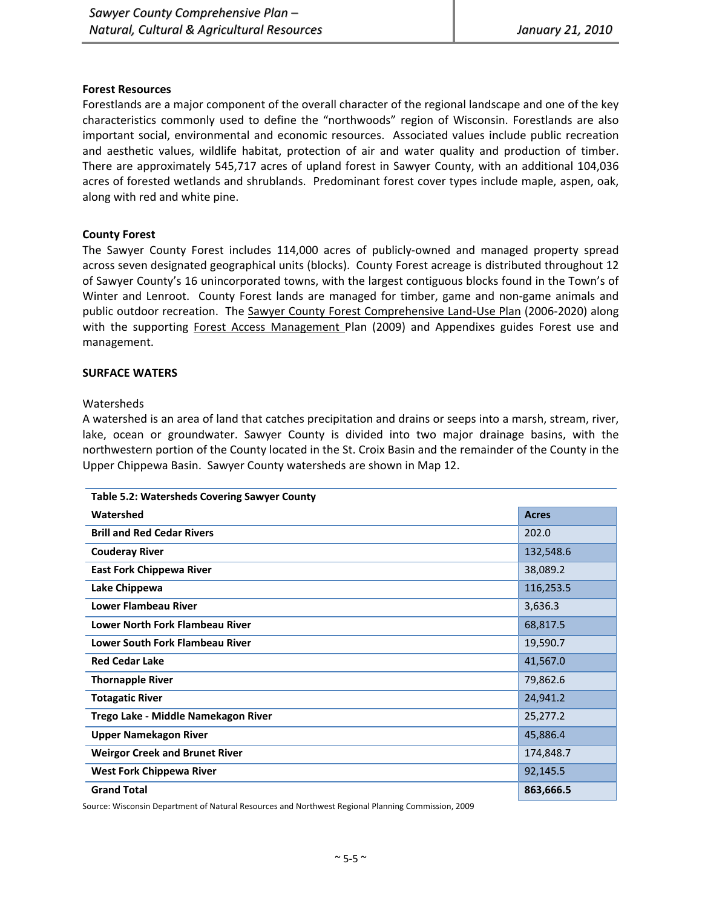**Forest Resources**

Forestlands are a major component of the overall character of the regional landscape and one of the key characteristics commonly used to define the "northwoods" region of Wisconsin. Forestlands are also important social, environmental and economic resources. Associated values include public recreation and aesthetic values, wildlife habitat, protection of air and water quality and production of timber. There are approximately 545,717 acres of upland forest in Sawyer County, with an additional 104,036 acres of forested wetlands and shrublands. Predominant forest cover types include maple, aspen, oak, along with red and white pine.

**County Forest**

The Sawyer County Forest includes 114,000 acres of publicly-owned and managed property spread across seven designated geographical units (blocks). County Forest acreage is distributed throughout 12 of Sawyer County's 16 unincorporated towns, with the largest contiguous blocks found in the Town's of Winter and Lenroot. County Forest lands are managed for timber, game and non-game animals and public outdoor recreation. The Sawyer County Forest Comprehensive Land-Use Plan (2006-2020) along with the supporting Forest Access Management Plan (2009) and Appendixes guides Forest use and management.

**SURFACE WATERS**

Watersheds

A watershed is an area of land that catches precipitation and drains or seeps into a marsh, stream, river, lake, ocean or groundwater. Sawyer County is divided into two major drainage basins, with the northwestern portion of the County located in the St. Croix Basin and the remainder of the County in the Upper Chippewa Basin. Sawyer County watersheds are shown in Map 12.

**Table 5.2: Watersheds Covering Sawyer County**

| Watershed | Acres |
|---|---|
| **Brill and Red Cedar Rivers** | 202.0 |
| **Couderay River** | 132,548.6 |
| **East Fork Chippewa River** | 38,089.2 |
| **Lake Chippewa** | 116,253.5 |
| **Lower Flambeau River** | 3,636.3 |
| **Lower North Fork Flambeau River** | 68,817.5 |
| **Lower South Fork Flambeau River** | 19,590.7 |
| **Red Cedar Lake** | 41,567.0 |
| **Thornapple River** | 79,862.6 |
| **Totagatic River** | 24,941.2 |
| **Trego Lake - Middle Namekagon River** | 25,277.2 |
| **Upper Namekagon River** | 45,886.4 |
| **Weirgor Creek and Brunet River** | 174,848.7 |
| **West Fork Chippewa River** | 92,145.5 |
| **Grand Total** | **863,666.5** |

Source: Wisconsin Department of Natural Resources and Northwest Regional Planning Commission, 2009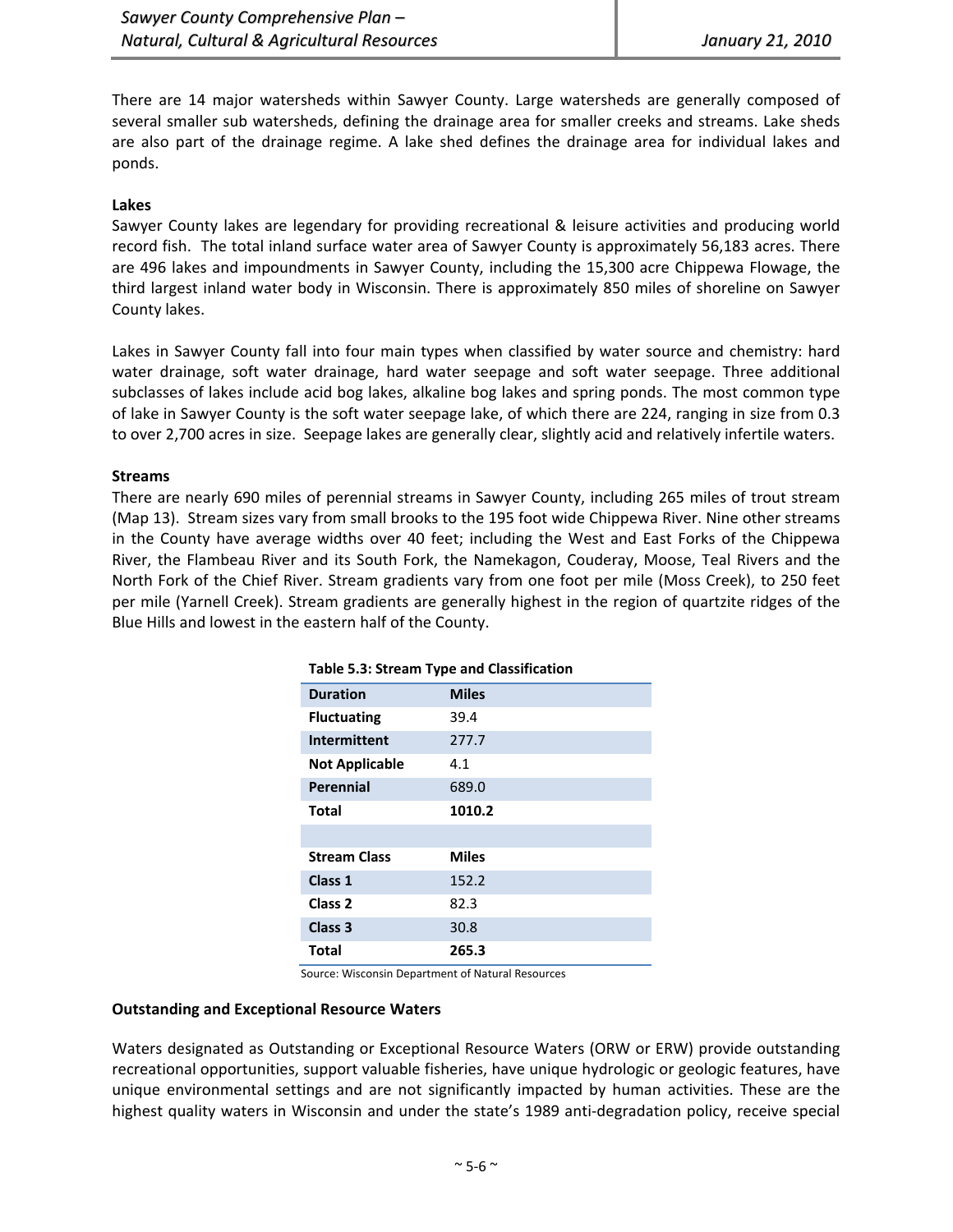There are 14 major watersheds within Sawyer County. Large watersheds are generally composed of several smaller sub watersheds, defining the drainage area for smaller creeks and streams. Lake sheds are also part of the drainage regime. A lake shed defines the drainage area for individual lakes and ponds.

**Lakes**

Sawyer County lakes are legendary for providing recreational & leisure activities and producing world record fish. The total inland surface water area of Sawyer County is approximately 56,183 acres. There are 496 lakes and impoundments in Sawyer County, including the 15,300 acre Chippewa Flowage, the third largest inland water body in Wisconsin. There is approximately 850 miles of shoreline on Sawyer County lakes.

Lakes in Sawyer County fall into four main types when classified by water source and chemistry: hard water drainage, soft water drainage, hard water seepage and soft water seepage. Three additional subclasses of lakes include acid bog lakes, alkaline bog lakes and spring ponds. The most common type of lake in Sawyer County is the soft water seepage lake, of which there are 224, ranging in size from 0.3 to over 2,700 acres in size. Seepage lakes are generally clear, slightly acid and relatively infertile waters.

**Streams**

There are nearly 690 miles of perennial streams in Sawyer County, including 265 miles of trout stream (Map 13). Stream sizes vary from small brooks to the 195 foot wide Chippewa River. Nine other streams in the County have average widths over 40 feet; including the West and East Forks of the Chippewa River, the Flambeau River and its South Fork, the Namekagon, Couderay, Moose, Teal Rivers and the North Fork of the Chief River. Stream gradients vary from one foot per mile (Moss Creek), to 250 feet per mile (Yarnell Creek). Stream gradients are generally highest in the region of quartzite ridges of the Blue Hills and lowest in the eastern half of the County.

**Table 5.3: Stream Type and Classification**

| Duration | Miles |
|---|---|
| **Fluctuating** | 39.4 |
| **Intermittent** | 277.7 |
| **Not Applicable** | 4.1 |
| **Perennial** | 689.0 |
| **Total** | **1010.2** |
| | |
| **Stream Class** | **Miles** |
| **Class 1** | 152.2 |
| **Class 2** | 82.3 |
| **Class 3** | 30.8 |
| **Total** | **265.3** |

Source: Wisconsin Department of Natural Resources

**Outstanding and Exceptional Resource Waters**

Waters designated as Outstanding or Exceptional Resource Waters (ORW or ERW) provide outstanding recreational opportunities, support valuable fisheries, have unique hydrologic or geologic features, have unique environmental settings and are not significantly impacted by human activities. These are the highest quality waters in Wisconsin and under the state's 1989 anti-degradation policy, receive special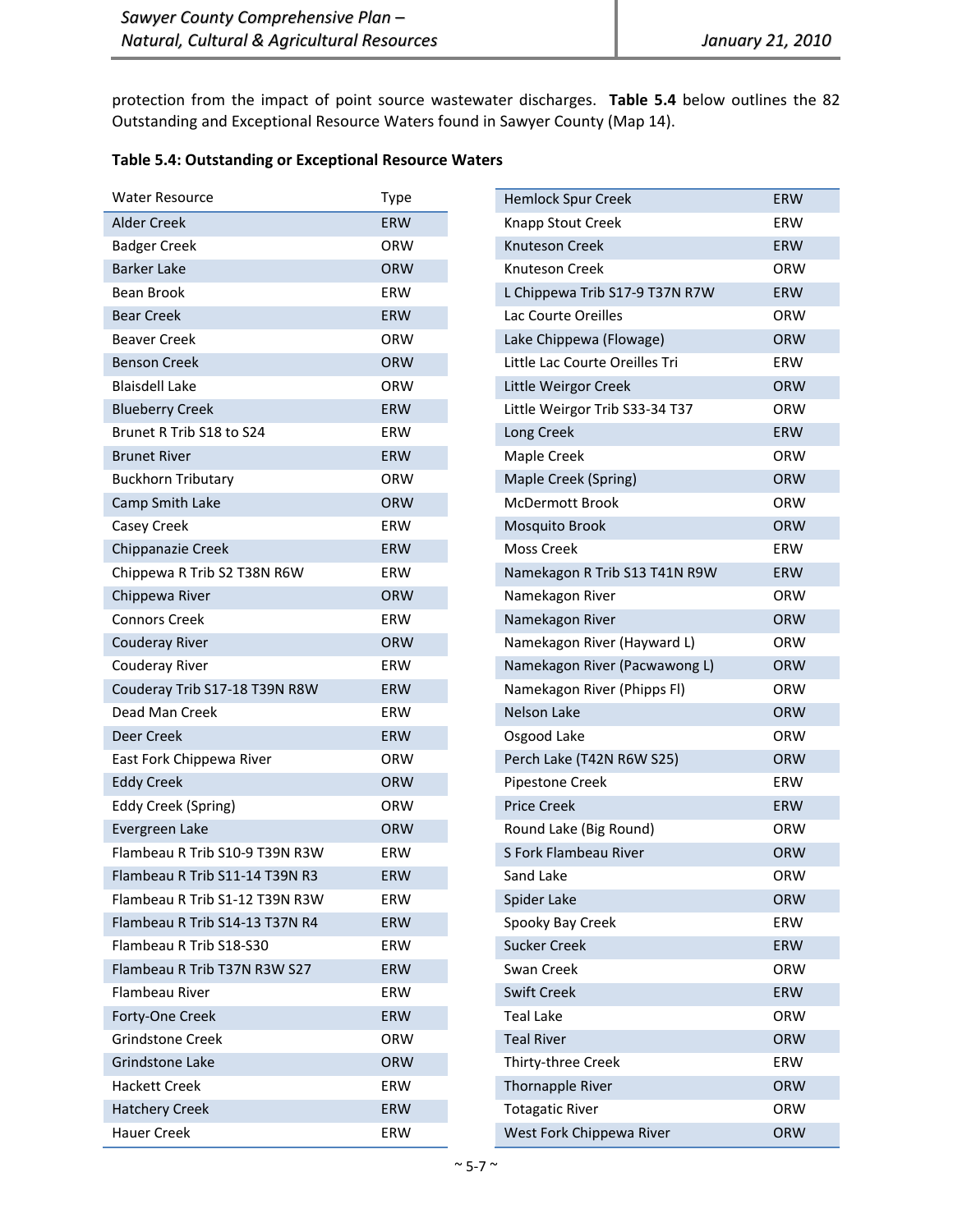protection from the impact of point source wastewater discharges. **Table 5.4** below outlines the 82 Outstanding and Exceptional Resource Waters found in Sawyer County (Map 14).

**Table 5.4: Outstanding or Exceptional Resource Waters**

| Water Resource | Type |
|---|---|
| Alder Creek | ERW |
| Badger Creek | ORW |
| Barker Lake | ORW |
| Bean Brook | ERW |
| Bear Creek | ERW |
| Beaver Creek | ORW |
| Benson Creek | ORW |
| Blaisdell Lake | ORW |
| Blueberry Creek | ERW |
| Brunet R Trib S18 to S24 | ERW |
| Brunet River | ERW |
| Buckhorn Tributary | ORW |
| Camp Smith Lake | ORW |
| Casey Creek | ERW |
| Chippanazie Creek | ERW |
| Chippewa R Trib S2 T38N R6W | ERW |
| Chippewa River | ORW |
| Connors Creek | ERW |
| Couderay River | ORW |
| Couderay River | ERW |
| Couderay Trib S17-18 T39N R8W | ERW |
| Dead Man Creek | ERW |
| Deer Creek | ERW |
| East Fork Chippewa River | ORW |
| Eddy Creek | ORW |
| Eddy Creek (Spring) | ORW |
| Evergreen Lake | ORW |
| Flambeau R Trib S10-9 T39N R3W | ERW |
| Flambeau R Trib S11-14 T39N R3 | ERW |
| Flambeau R Trib S1-12 T39N R3W | ERW |
| Flambeau R Trib S14-13 T37N R4 | ERW |
| Flambeau R Trib S18-S30 | ERW |
| Flambeau R Trib T37N R3W S27 | ERW |
| Flambeau River | ERW |
| Forty-One Creek | ERW |
| Grindstone Creek | ORW |
| Grindstone Lake | ORW |
| Hackett Creek | ERW |
| Hatchery Creek | ERW |
| Hauer Creek | ERW |
| Hemlock Spur Creek | ERW |
| Knapp Stout Creek | ERW |
| Knuteson Creek | ERW |
| Knuteson Creek | ORW |
| L Chippewa Trib S17-9 T37N R7W | ERW |
| Lac Courte Oreilles | ORW |
| Lake Chippewa (Flowage) | ORW |
| Little Lac Courte Oreilles Tri | ERW |
| Little Weirgor Creek | ORW |
| Little Weirgor Trib S33-34 T37 | ORW |
| Long Creek | ERW |
| Maple Creek | ORW |
| Maple Creek (Spring) | ORW |
| McDermott Brook | ORW |
| Mosquito Brook | ORW |
| Moss Creek | ERW |
| Namekagon R Trib S13 T41N R9W | ERW |
| Namekagon River | ORW |
| Namekagon River | ORW |
| Namekagon River (Hayward L) | ORW |
| Namekagon River (Pacwawong L) | ORW |
| Namekagon River (Phipps Fl) | ORW |
| Nelson Lake | ORW |
| Osgood Lake | ORW |
| Perch Lake (T42N R6W S25) | ORW |
| Pipestone Creek | ERW |
| Price Creek | ERW |
| Round Lake (Big Round) | ORW |
| S Fork Flambeau River | ORW |
| Sand Lake | ORW |
| Spider Lake | ORW |
| Spooky Bay Creek | ERW |
| Sucker Creek | ERW |
| Swan Creek | ORW |
| Swift Creek | ERW |
| Teal Lake | ORW |
| Teal River | ORW |
| Thirty-three Creek | ERW |
| Thornapple River | ORW |
| Totagatic River | ORW |
| West Fork Chippewa River | ORW |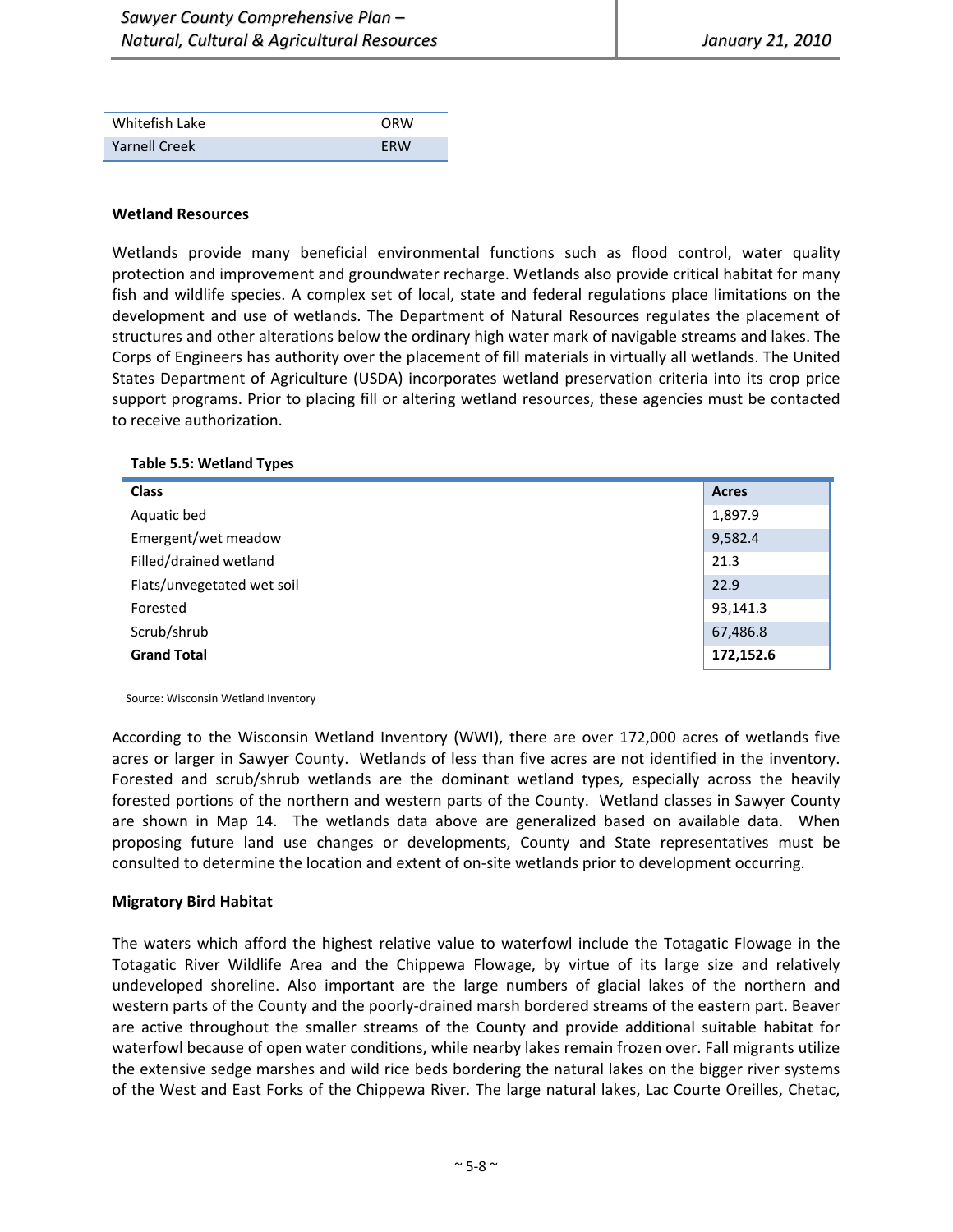| | |
|---|---|
| Whitefish Lake | ORW |
| Yarnell Creek | ERW |

### Wetland Resources

Wetlands provide many beneficial environmental functions such as flood control, water quality protection and improvement and groundwater recharge. Wetlands also provide critical habitat for many fish and wildlife species. A complex set of local, state and federal regulations place limitations on the development and use of wetlands. The Department of Natural Resources regulates the placement of structures and other alterations below the ordinary high water mark of navigable streams and lakes. The Corps of Engineers has authority over the placement of fill materials in virtually all wetlands. The United States Department of Agriculture (USDA) incorporates wetland preservation criteria into its crop price support programs. Prior to placing fill or altering wetland resources, these agencies must be contacted to receive authorization.

**Table 5.5: Wetland Types**

| Class | Acres |
|---|---|
| Aquatic bed | 1,897.9 |
| Emergent/wet meadow | 9,582.4 |
| Filled/drained wetland | 21.3 |
| Flats/unvegetated wet soil | 22.9 |
| Forested | 93,141.3 |
| Scrub/shrub | 67,486.8 |
| **Grand Total** | **172,152.6** |

Source: Wisconsin Wetland Inventory

According to the Wisconsin Wetland Inventory (WWI), there are over 172,000 acres of wetlands five acres or larger in Sawyer County. Wetlands of less than five acres are not identified in the inventory. Forested and scrub/shrub wetlands are the dominant wetland types, especially across the heavily forested portions of the northern and western parts of the County. Wetland classes in Sawyer County are shown in Map 14. The wetlands data above are generalized based on available data. When proposing future land use changes or developments, County and State representatives must be consulted to determine the location and extent of on-site wetlands prior to development occurring.

### Migratory Bird Habitat

The waters which afford the highest relative value to waterfowl include the Totagatic Flowage in the Totagatic River Wildlife Area and the Chippewa Flowage, by virtue of its large size and relatively undeveloped shoreline. Also important are the large numbers of glacial lakes of the northern and western parts of the County and the poorly-drained marsh bordered streams of the eastern part. Beaver are active throughout the smaller streams of the County and provide additional suitable habitat for waterfowl because of open water conditions, while nearby lakes remain frozen over. Fall migrants utilize the extensive sedge marshes and wild rice beds bordering the natural lakes on the bigger river systems of the West and East Forks of the Chippewa River. The large natural lakes, Lac Courte Oreilles, Chetac,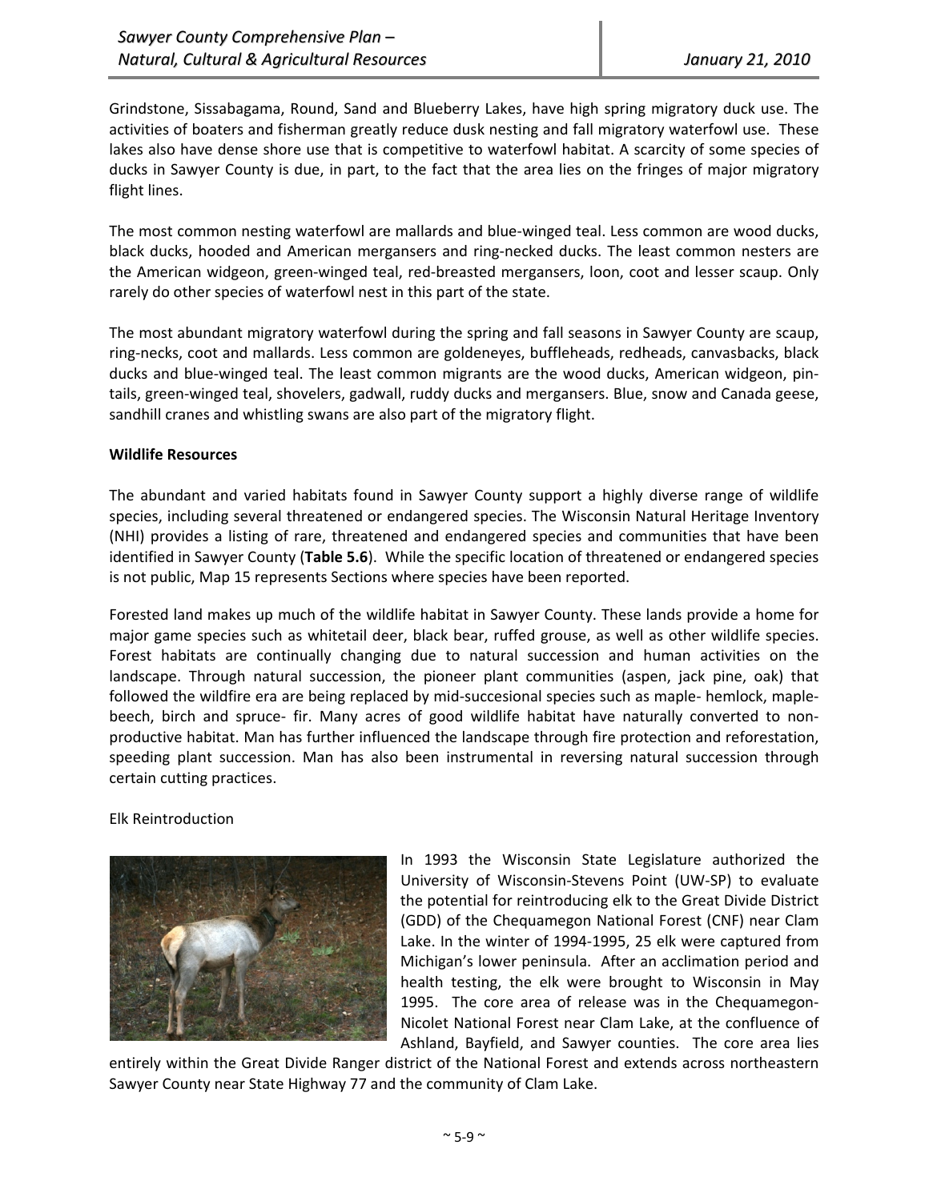Grindstone, Sissabagama, Round, Sand and Blueberry Lakes, have high spring migratory duck use. The activities of boaters and fisherman greatly reduce dusk nesting and fall migratory waterfowl use. These lakes also have dense shore use that is competitive to waterfowl habitat. A scarcity of some species of ducks in Sawyer County is due, in part, to the fact that the area lies on the fringes of major migratory flight lines.

The most common nesting waterfowl are mallards and blue-winged teal. Less common are wood ducks, black ducks, hooded and American mergansers and ring-necked ducks. The least common nesters are the American widgeon, green-winged teal, red-breasted mergansers, loon, coot and lesser scaup. Only rarely do other species of waterfowl nest in this part of the state.

The most abundant migratory waterfowl during the spring and fall seasons in Sawyer County are scaup, ring-necks, coot and mallards. Less common are goldeneyes, buffleheads, redheads, canvasbacks, black ducks and blue-winged teal. The least common migrants are the wood ducks, American widgeon, pin-tails, green-winged teal, shovelers, gadwall, ruddy ducks and mergansers. Blue, snow and Canada geese, sandhill cranes and whistling swans are also part of the migratory flight.

**Wildlife Resources**

The abundant and varied habitats found in Sawyer County support a highly diverse range of wildlife species, including several threatened or endangered species. The Wisconsin Natural Heritage Inventory (NHI) provides a listing of rare, threatened and endangered species and communities that have been identified in Sawyer County (**Table 5.6**). While the specific location of threatened or endangered species is not public, Map 15 represents Sections where species have been reported.

Forested land makes up much of the wildlife habitat in Sawyer County. These lands provide a home for major game species such as whitetail deer, black bear, ruffed grouse, as well as other wildlife species. Forest habitats are continually changing due to natural succession and human activities on the landscape. Through natural succession, the pioneer plant communities (aspen, jack pine, oak) that followed the wildfire era are being replaced by mid-succesional species such as maple- hemlock, maple-beech, birch and spruce- fir. Many acres of good wildlife habitat have naturally converted to non-productive habitat. Man has further influenced the landscape through fire protection and reforestation, speeding plant succession. Man has also been instrumental in reversing natural succession through certain cutting practices.

Elk Reintroduction

In 1993 the Wisconsin State Legislature authorized the University of Wisconsin-Stevens Point (UW-SP) to evaluate the potential for reintroducing elk to the Great Divide District (GDD) of the Chequamegon National Forest (CNF) near Clam Lake. In the winter of 1994-1995, 25 elk were captured from Michigan's lower peninsula. After an acclimation period and health testing, the elk were brought to Wisconsin in May 1995. The core area of release was in the Chequamegon-Nicolet National Forest near Clam Lake, at the confluence of Ashland, Bayfield, and Sawyer counties. The core area lies entirely within the Great Divide Ranger district of the National Forest and extends across northeastern Sawyer County near State Highway 77 and the community of Clam Lake.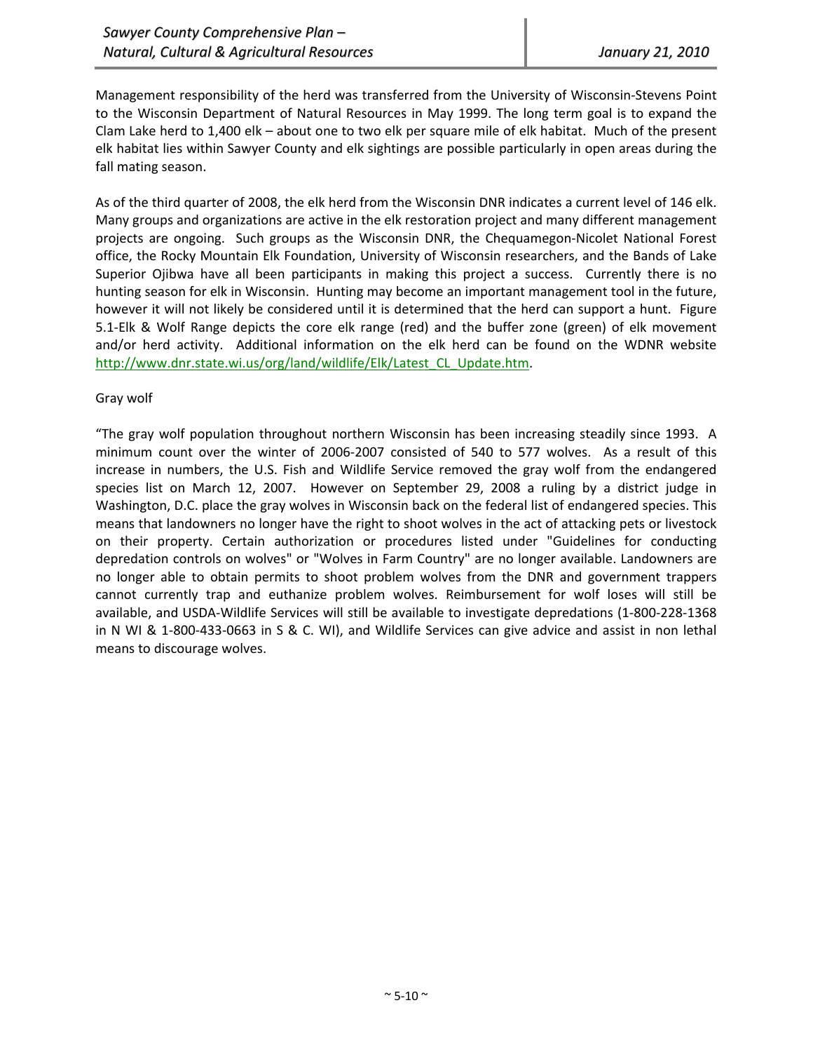Management responsibility of the herd was transferred from the University of Wisconsin-Stevens Point to the Wisconsin Department of Natural Resources in May 1999. The long term goal is to expand the Clam Lake herd to 1,400 elk – about one to two elk per square mile of elk habitat. Much of the present elk habitat lies within Sawyer County and elk sightings are possible particularly in open areas during the fall mating season.

As of the third quarter of 2008, the elk herd from the Wisconsin DNR indicates a current level of 146 elk. Many groups and organizations are active in the elk restoration project and many different management projects are ongoing. Such groups as the Wisconsin DNR, the Chequamegon-Nicolet National Forest office, the Rocky Mountain Elk Foundation, University of Wisconsin researchers, and the Bands of Lake Superior Ojibwa have all been participants in making this project a success. Currently there is no hunting season for elk in Wisconsin. Hunting may become an important management tool in the future, however it will not likely be considered until it is determined that the herd can support a hunt. Figure 5.1-Elk & Wolf Range depicts the core elk range (red) and the buffer zone (green) of elk movement and/or herd activity. Additional information on the elk herd can be found on the WDNR website http://www.dnr.state.wi.us/org/land/wildlife/Elk/Latest_CL_Update.htm.

Gray wolf

"The gray wolf population throughout northern Wisconsin has been increasing steadily since 1993. A minimum count over the winter of 2006-2007 consisted of 540 to 577 wolves. As a result of this increase in numbers, the U.S. Fish and Wildlife Service removed the gray wolf from the endangered species list on March 12, 2007. However on September 29, 2008 a ruling by a district judge in Washington, D.C. place the gray wolves in Wisconsin back on the federal list of endangered species. This means that landowners no longer have the right to shoot wolves in the act of attacking pets or livestock on their property. Certain authorization or procedures listed under "Guidelines for conducting depredation controls on wolves" or "Wolves in Farm Country" are no longer available. Landowners are no longer able to obtain permits to shoot problem wolves from the DNR and government trappers cannot currently trap and euthanize problem wolves. Reimbursement for wolf loses will still be available, and USDA-Wildlife Services will still be available to investigate depredations (1-800-228-1368 in N WI & 1-800-433-0663 in S & C. WI), and Wildlife Services can give advice and assist in non lethal means to discourage wolves.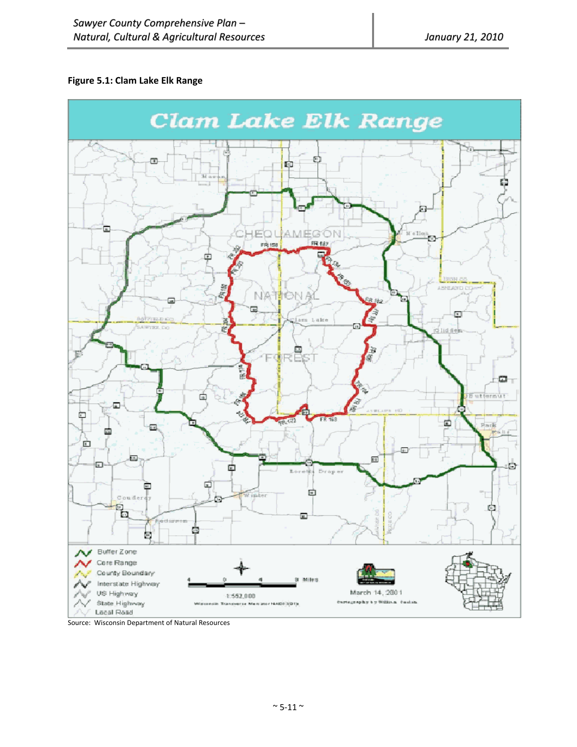**Figure 5.1: Clam Lake Elk Range**

Source: Wisconsin Department of Natural Resources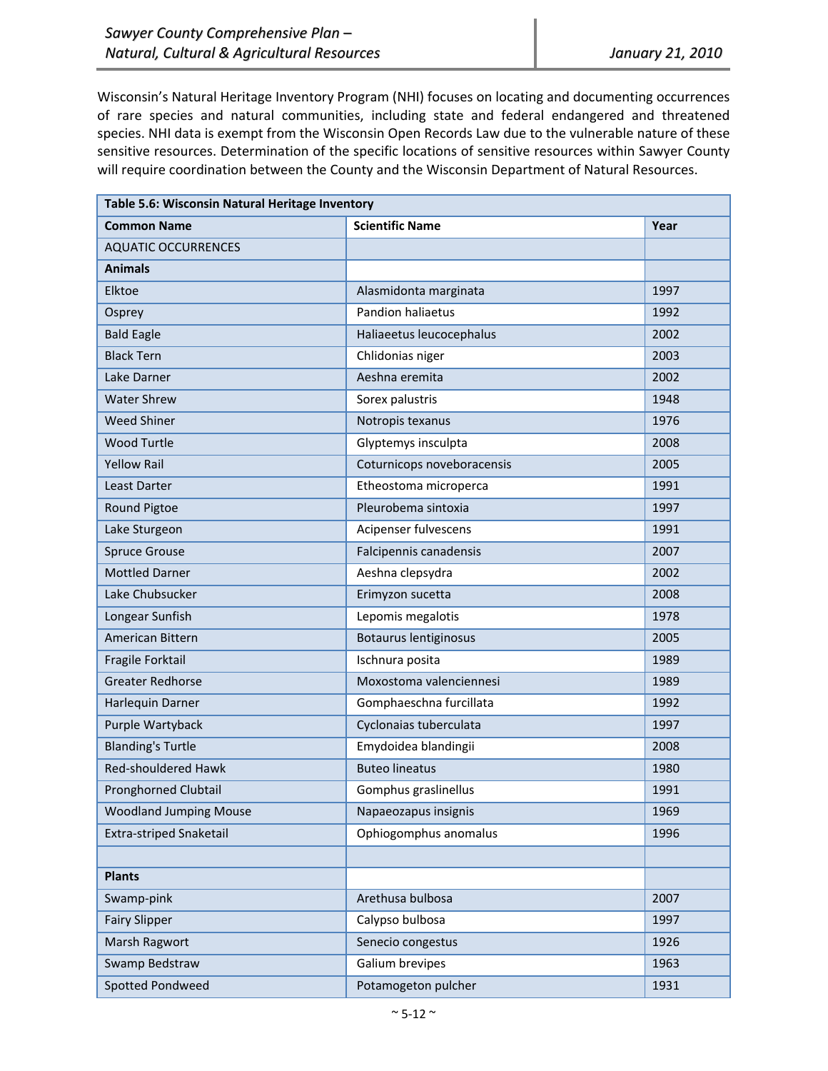Wisconsin's Natural Heritage Inventory Program (NHI) focuses on locating and documenting occurrences of rare species and natural communities, including state and federal endangered and threatened species. NHI data is exempt from the Wisconsin Open Records Law due to the vulnerable nature of these sensitive resources. Determination of the specific locations of sensitive resources within Sawyer County will require coordination between the County and the Wisconsin Department of Natural Resources.

| **Table 5.6: Wisconsin Natural Heritage Inventory** | | |
|---|---|---|
| **Common Name** | **Scientific Name** | **Year** |
| AQUATIC OCCURRENCES | | |
| **Animals** | | |
| Elktoe | Alasmidonta marginata | 1997 |
| Osprey | Pandion haliaetus | 1992 |
| Bald Eagle | Haliaeetus leucocephalus | 2002 |
| Black Tern | Chlidonias niger | 2003 |
| Lake Darner | Aeshna eremita | 2002 |
| Water Shrew | Sorex palustris | 1948 |
| Weed Shiner | Notropis texanus | 1976 |
| Wood Turtle | Glyptemys insculpta | 2008 |
| Yellow Rail | Coturnicops noveboracensis | 2005 |
| Least Darter | Etheostoma microperca | 1991 |
| Round Pigtoe | Pleurobema sintoxia | 1997 |
| Lake Sturgeon | Acipenser fulvescens | 1991 |
| Spruce Grouse | Falcipennis canadensis | 2007 |
| Mottled Darner | Aeshna clepsydra | 2002 |
| Lake Chubsucker | Erimyzon sucetta | 2008 |
| Longear Sunfish | Lepomis megalotis | 1978 |
| American Bittern | Botaurus lentiginosus | 2005 |
| Fragile Forktail | Ischnura posita | 1989 |
| Greater Redhorse | Moxostoma valenciennesi | 1989 |
| Harlequin Darner | Gomphaeschna furcillata | 1992 |
| Purple Wartyback | Cyclonaias tuberculata | 1997 |
| Blanding's Turtle | Emydoidea blandingii | 2008 |
| Red-shouldered Hawk | Buteo lineatus | 1980 |
| Pronghorned Clubtail | Gomphus graslinellus | 1991 |
| Woodland Jumping Mouse | Napaeozapus insignis | 1969 |
| Extra-striped Snaketail | Ophiogomphus anomalus | 1996 |
| | | |
| **Plants** | | |
| Swamp-pink | Arethusa bulbosa | 2007 |
| Fairy Slipper | Calypso bulbosa | 1997 |
| Marsh Ragwort | Senecio congestus | 1926 |
| Swamp Bedstraw | Galium brevipes | 1963 |
| Spotted Pondweed | Potamogeton pulcher | 1931 |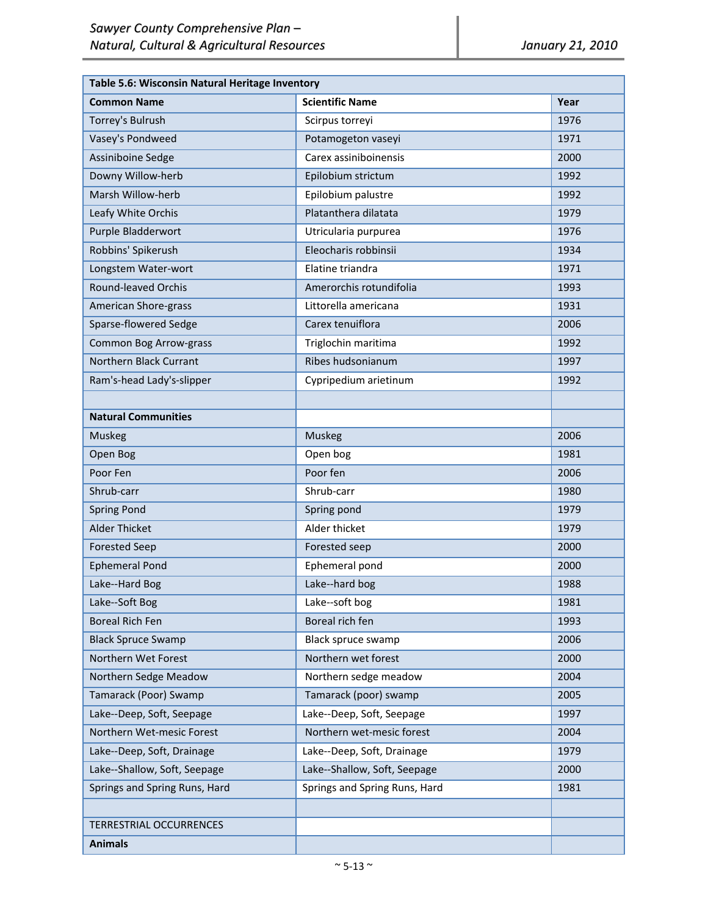| Table 5.6: Wisconsin Natural Heritage Inventory | | |
|---|---|---|
| **Common Name** | **Scientific Name** | **Year** |
| Torrey's Bulrush | Scirpus torreyi | 1976 |
| Vasey's Pondweed | Potamogeton vaseyi | 1971 |
| Assiniboine Sedge | Carex assiniboinensis | 2000 |
| Downy Willow-herb | Epilobium strictum | 1992 |
| Marsh Willow-herb | Epilobium palustre | 1992 |
| Leafy White Orchis | Platanthera dilatata | 1979 |
| Purple Bladderwort | Utricularia purpurea | 1976 |
| Robbins' Spikerush | Eleocharis robbinsii | 1934 |
| Longstem Water-wort | Elatine triandra | 1971 |
| Round-leaved Orchis | Amerorchis rotundifolia | 1993 |
| American Shore-grass | Littorella americana | 1931 |
| Sparse-flowered Sedge | Carex tenuiflora | 2006 |
| Common Bog Arrow-grass | Triglochin maritima | 1992 |
| Northern Black Currant | Ribes hudsonianum | 1997 |
| Ram's-head Lady's-slipper | Cypripedium arietinum | 1992 |
| | | |
| **Natural Communities** | | |
| Muskeg | Muskeg | 2006 |
| Open Bog | Open bog | 1981 |
| Poor Fen | Poor fen | 2006 |
| Shrub-carr | Shrub-carr | 1980 |
| Spring Pond | Spring pond | 1979 |
| Alder Thicket | Alder thicket | 1979 |
| Forested Seep | Forested seep | 2000 |
| Ephemeral Pond | Ephemeral pond | 2000 |
| Lake--Hard Bog | Lake--hard bog | 1988 |
| Lake--Soft Bog | Lake--soft bog | 1981 |
| Boreal Rich Fen | Boreal rich fen | 1993 |
| Black Spruce Swamp | Black spruce swamp | 2006 |
| Northern Wet Forest | Northern wet forest | 2000 |
| Northern Sedge Meadow | Northern sedge meadow | 2004 |
| Tamarack (Poor) Swamp | Tamarack (poor) swamp | 2005 |
| Lake--Deep, Soft, Seepage | Lake--Deep, Soft, Seepage | 1997 |
| Northern Wet-mesic Forest | Northern wet-mesic forest | 2004 |
| Lake--Deep, Soft, Drainage | Lake--Deep, Soft, Drainage | 1979 |
| Lake--Shallow, Soft, Seepage | Lake--Shallow, Soft, Seepage | 2000 |
| Springs and Spring Runs, Hard | Springs and Spring Runs, Hard | 1981 |
| | | |
| TERRESTRIAL OCCURRENCES | | |
| **Animals** | | |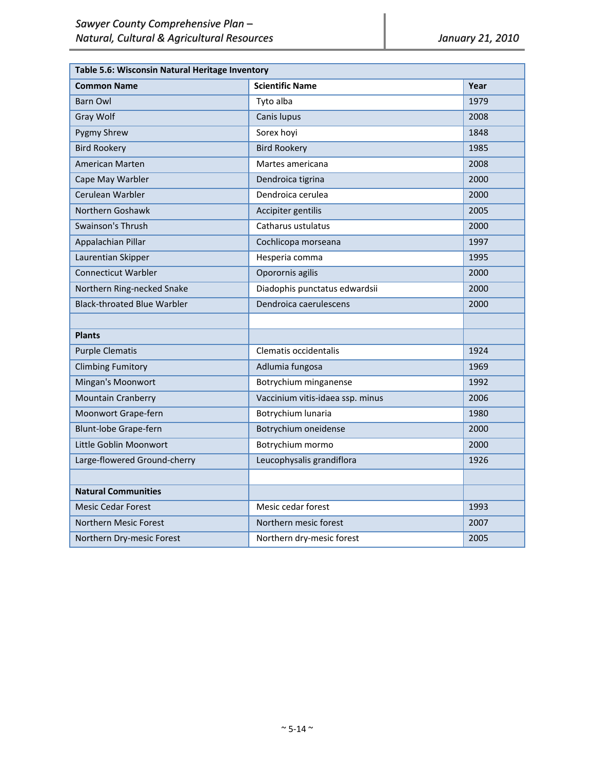| Table 5.6: Wisconsin Natural Heritage Inventory | | |
|---|---|---|
| **Common Name** | **Scientific Name** | **Year** |
| Barn Owl | Tyto alba | 1979 |
| Gray Wolf | Canis lupus | 2008 |
| Pygmy Shrew | Sorex hoyi | 1848 |
| Bird Rookery | Bird Rookery | 1985 |
| American Marten | Martes americana | 2008 |
| Cape May Warbler | Dendroica tigrina | 2000 |
| Cerulean Warbler | Dendroica cerulea | 2000 |
| Northern Goshawk | Accipiter gentilis | 2005 |
| Swainson's Thrush | Catharus ustulatus | 2000 |
| Appalachian Pillar | Cochlicopa morseana | 1997 |
| Laurentian Skipper | Hesperia comma | 1995 |
| Connecticut Warbler | Oporornis agilis | 2000 |
| Northern Ring-necked Snake | Diadophis punctatus edwardsii | 2000 |
| Black-throated Blue Warbler | Dendroica caerulescens | 2000 |
| | | |
| **Plants** | | |
| Purple Clematis | Clematis occidentalis | 1924 |
| Climbing Fumitory | Adlumia fungosa | 1969 |
| Mingan's Moonwort | Botrychium minganense | 1992 |
| Mountain Cranberry | Vaccinium vitis-idaea ssp. minus | 2006 |
| Moonwort Grape-fern | Botrychium lunaria | 1980 |
| Blunt-lobe Grape-fern | Botrychium oneidense | 2000 |
| Little Goblin Moonwort | Botrychium mormo | 2000 |
| Large-flowered Ground-cherry | Leucophysalis grandiflora | 1926 |
| | | |
| **Natural Communities** | | |
| Mesic Cedar Forest | Mesic cedar forest | 1993 |
| Northern Mesic Forest | Northern mesic forest | 2007 |
| Northern Dry-mesic Forest | Northern dry-mesic forest | 2005 |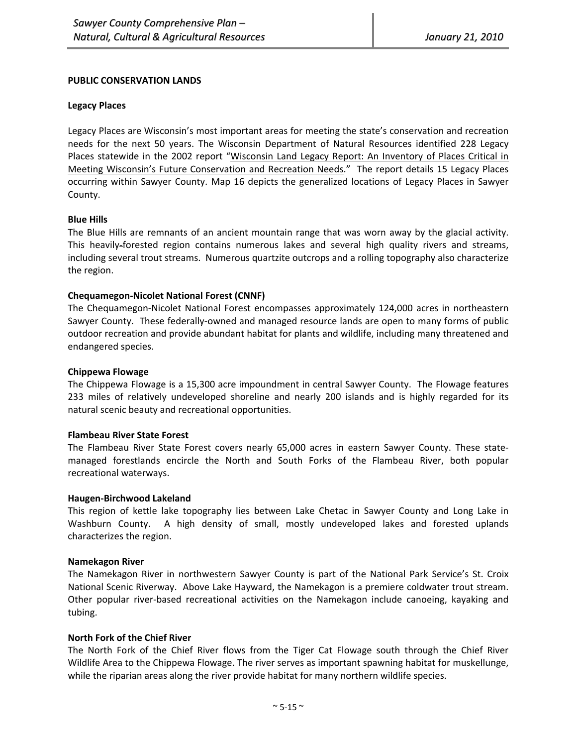**PUBLIC CONSERVATION LANDS**

**Legacy Places**

Legacy Places are Wisconsin's most important areas for meeting the state's conservation and recreation needs for the next 50 years. The Wisconsin Department of Natural Resources identified 228 Legacy Places statewide in the 2002 report "Wisconsin Land Legacy Report: An Inventory of Places Critical in Meeting Wisconsin's Future Conservation and Recreation Needs." The report details 15 Legacy Places occurring within Sawyer County. Map 16 depicts the generalized locations of Legacy Places in Sawyer County.

**Blue Hills**

The Blue Hills are remnants of an ancient mountain range that was worn away by the glacial activity. This heavily-forested region contains numerous lakes and several high quality rivers and streams, including several trout streams. Numerous quartzite outcrops and a rolling topography also characterize the region.

**Chequamegon-Nicolet National Forest (CNNF)**

The Chequamegon-Nicolet National Forest encompasses approximately 124,000 acres in northeastern Sawyer County. These federally-owned and managed resource lands are open to many forms of public outdoor recreation and provide abundant habitat for plants and wildlife, including many threatened and endangered species.

**Chippewa Flowage**

The Chippewa Flowage is a 15,300 acre impoundment in central Sawyer County. The Flowage features 233 miles of relatively undeveloped shoreline and nearly 200 islands and is highly regarded for its natural scenic beauty and recreational opportunities.

**Flambeau River State Forest**

The Flambeau River State Forest covers nearly 65,000 acres in eastern Sawyer County. These state-managed forestlands encircle the North and South Forks of the Flambeau River, both popular recreational waterways.

**Haugen-Birchwood Lakeland**

This region of kettle lake topography lies between Lake Chetac in Sawyer County and Long Lake in Washburn County. A high density of small, mostly undeveloped lakes and forested uplands characterizes the region.

**Namekagon River**

The Namekagon River in northwestern Sawyer County is part of the National Park Service's St. Croix National Scenic Riverway. Above Lake Hayward, the Namekagon is a premiere coldwater trout stream. Other popular river-based recreational activities on the Namekagon include canoeing, kayaking and tubing.

**North Fork of the Chief River**

The North Fork of the Chief River flows from the Tiger Cat Flowage south through the Chief River Wildlife Area to the Chippewa Flowage. The river serves as important spawning habitat for muskellunge, while the riparian areas along the river provide habitat for many northern wildlife species.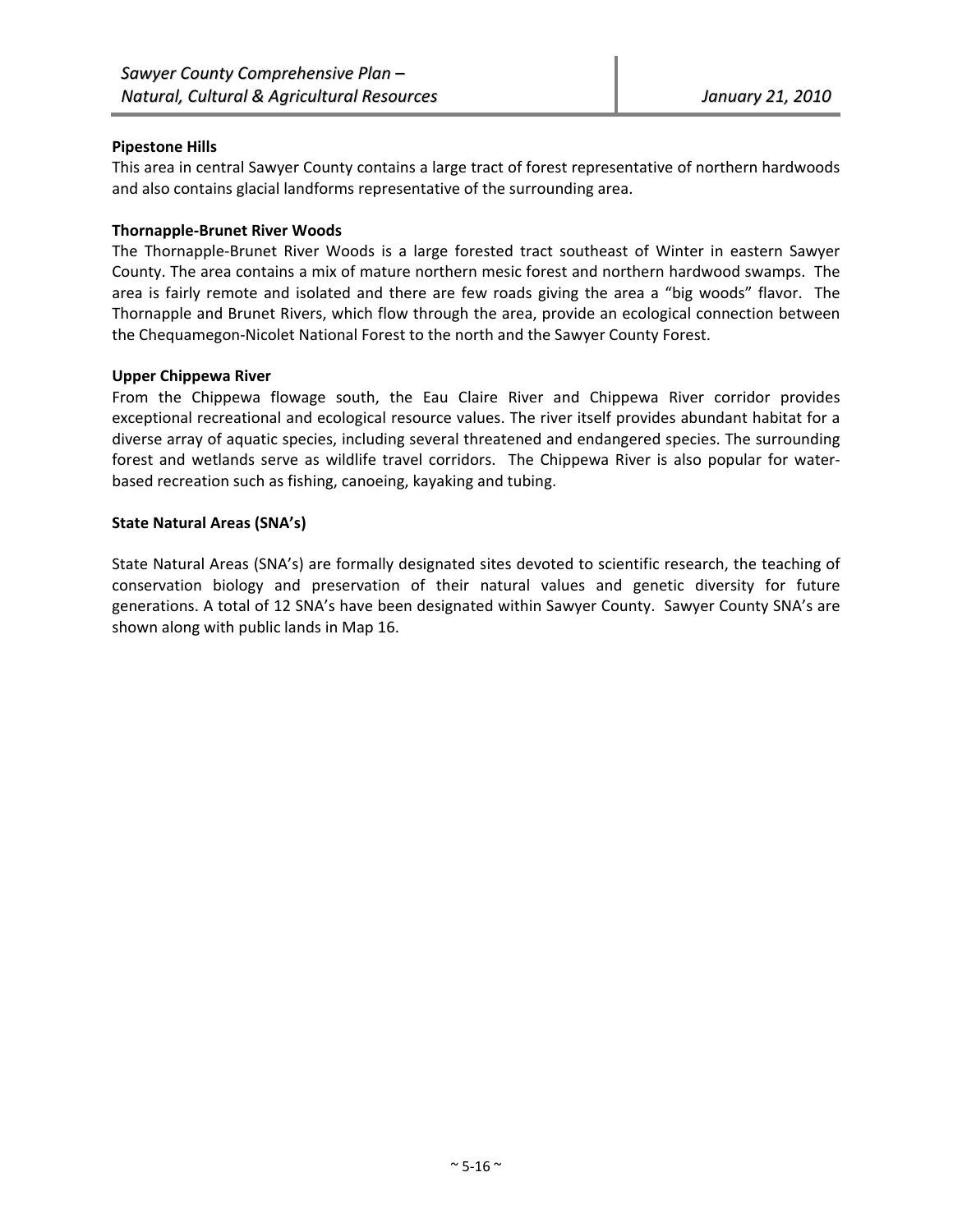**Pipestone Hills**

This area in central Sawyer County contains a large tract of forest representative of northern hardwoods and also contains glacial landforms representative of the surrounding area.

**Thornapple-Brunet River Woods**

The Thornapple-Brunet River Woods is a large forested tract southeast of Winter in eastern Sawyer County. The area contains a mix of mature northern mesic forest and northern hardwood swamps. The area is fairly remote and isolated and there are few roads giving the area a "big woods" flavor. The Thornapple and Brunet Rivers, which flow through the area, provide an ecological connection between the Chequamegon-Nicolet National Forest to the north and the Sawyer County Forest.

**Upper Chippewa River**

From the Chippewa flowage south, the Eau Claire River and Chippewa River corridor provides exceptional recreational and ecological resource values. The river itself provides abundant habitat for a diverse array of aquatic species, including several threatened and endangered species. The surrounding forest and wetlands serve as wildlife travel corridors. The Chippewa River is also popular for water-based recreation such as fishing, canoeing, kayaking and tubing.

**State Natural Areas (SNA's)**

State Natural Areas (SNA's) are formally designated sites devoted to scientific research, the teaching of conservation biology and preservation of their natural values and genetic diversity for future generations. A total of 12 SNA's have been designated within Sawyer County. Sawyer County SNA's are shown along with public lands in Map 16.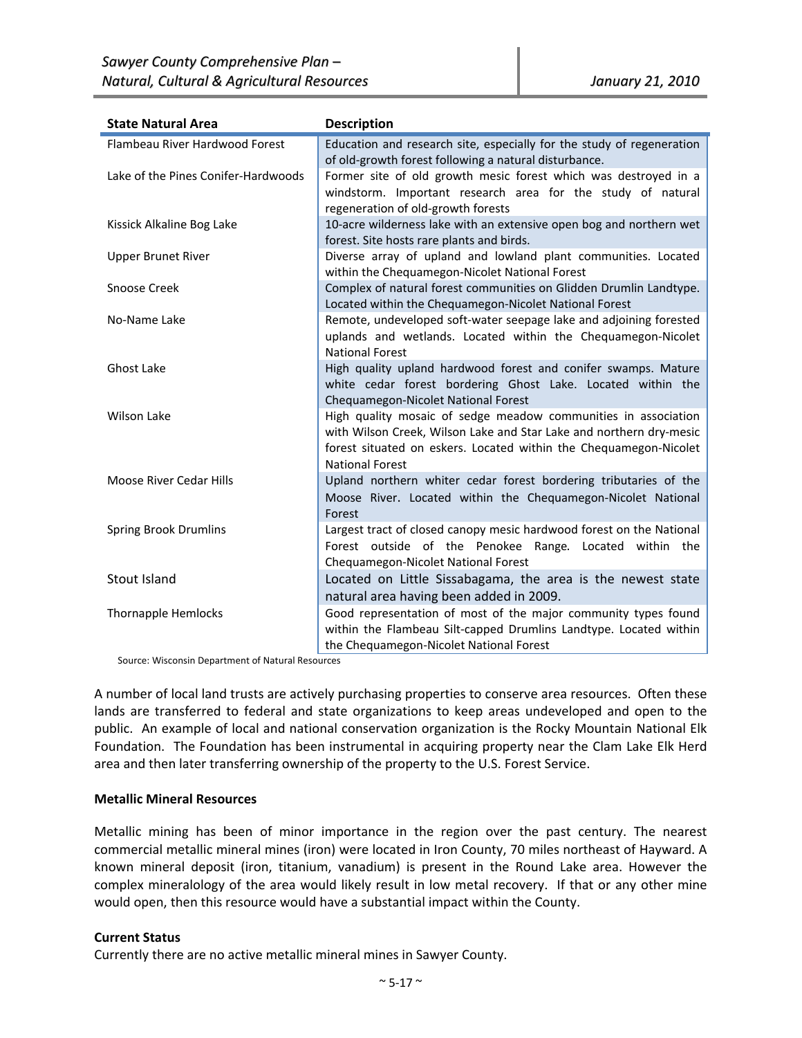| State Natural Area | Description |
|---|---|
| Flambeau River Hardwood Forest | Education and research site, especially for the study of regeneration of old-growth forest following a natural disturbance. |
| Lake of the Pines Conifer-Hardwoods | Former site of old growth mesic forest which was destroyed in a windstorm. Important research area for the study of natural regeneration of old-growth forests |
| Kissick Alkaline Bog Lake | 10-acre wilderness lake with an extensive open bog and northern wet forest. Site hosts rare plants and birds. |
| Upper Brunet River | Diverse array of upland and lowland plant communities. Located within the Chequamegon-Nicolet National Forest |
| Snoose Creek | Complex of natural forest communities on Glidden Drumlin Landtype. Located within the Chequamegon-Nicolet National Forest |
| No-Name Lake | Remote, undeveloped soft-water seepage lake and adjoining forested uplands and wetlands. Located within the Chequamegon-Nicolet National Forest |
| Ghost Lake | High quality upland hardwood forest and conifer swamps. Mature white cedar forest bordering Ghost Lake. Located within the Chequamegon-Nicolet National Forest |
| Wilson Lake | High quality mosaic of sedge meadow communities in association with Wilson Creek, Wilson Lake and Star Lake and northern dry-mesic forest situated on eskers. Located within the Chequamegon-Nicolet National Forest |
| Moose River Cedar Hills | Upland northern whiter cedar forest bordering tributaries of the Moose River. Located within the Chequamegon-Nicolet National Forest |
| Spring Brook Drumlins | Largest tract of closed canopy mesic hardwood forest on the National Forest outside of the Penokee Range. Located within the Chequamegon-Nicolet National Forest |
| Stout Island | Located on Little Sissabagama, the area is the newest state natural area having been added in 2009. |
| Thornapple Hemlocks | Good representation of most of the major community types found within the Flambeau Silt-capped Drumlins Landtype. Located within the Chequamegon-Nicolet National Forest |

Source: Wisconsin Department of Natural Resources

A number of local land trusts are actively purchasing properties to conserve area resources. Often these lands are transferred to federal and state organizations to keep areas undeveloped and open to the public. An example of local and national conservation organization is the Rocky Mountain National Elk Foundation. The Foundation has been instrumental in acquiring property near the Clam Lake Elk Herd area and then later transferring ownership of the property to the U.S. Forest Service.

**Metallic Mineral Resources**

Metallic mining has been of minor importance in the region over the past century. The nearest commercial metallic mineral mines (iron) were located in Iron County, 70 miles northeast of Hayward. A known mineral deposit (iron, titanium, vanadium) is present in the Round Lake area. However the complex mineralology of the area would likely result in low metal recovery. If that or any other mine would open, then this resource would have a substantial impact within the County.

**Current Status**

Currently there are no active metallic mineral mines in Sawyer County.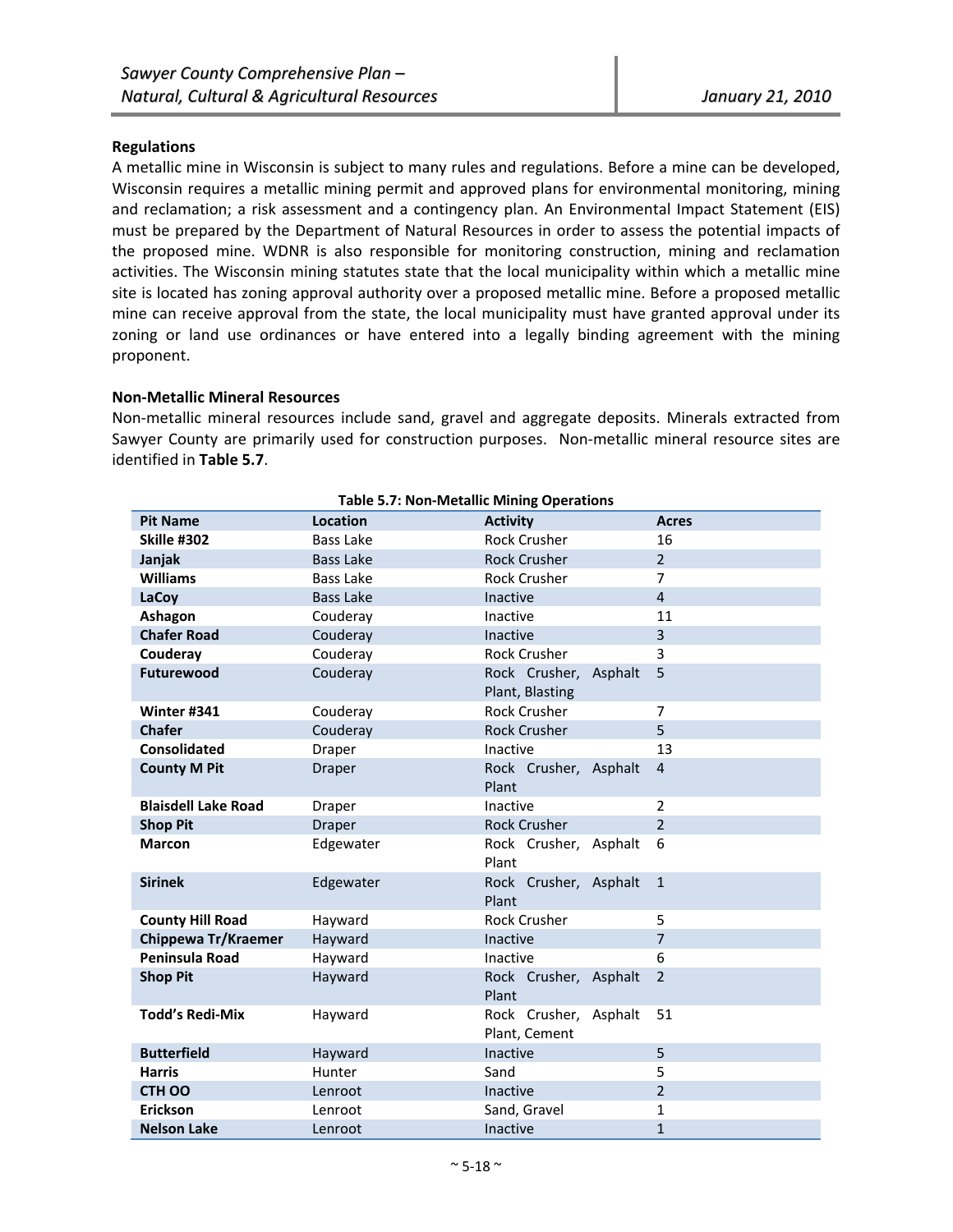**Regulations**

A metallic mine in Wisconsin is subject to many rules and regulations. Before a mine can be developed, Wisconsin requires a metallic mining permit and approved plans for environmental monitoring, mining and reclamation; a risk assessment and a contingency plan. An Environmental Impact Statement (EIS) must be prepared by the Department of Natural Resources in order to assess the potential impacts of the proposed mine. WDNR is also responsible for monitoring construction, mining and reclamation activities. The Wisconsin mining statutes state that the local municipality within which a metallic mine site is located has zoning approval authority over a proposed metallic mine. Before a proposed metallic mine can receive approval from the state, the local municipality must have granted approval under its zoning or land use ordinances or have entered into a legally binding agreement with the mining proponent.

**Non-Metallic Mineral Resources**

Non-metallic mineral resources include sand, gravel and aggregate deposits. Minerals extracted from Sawyer County are primarily used for construction purposes. Non-metallic mineral resource sites are identified in **Table 5.7**.

**Table 5.7: Non-Metallic Mining Operations**

| Pit Name | Location | Activity | Acres |
|---|---|---|---|
| **Skille #302** | Bass Lake | Rock Crusher | 16 |
| **Janjak** | Bass Lake | Rock Crusher | 2 |
| **Williams** | Bass Lake | Rock Crusher | 7 |
| **LaCoy** | Bass Lake | Inactive | 4 |
| **Ashagon** | Couderay | Inactive | 11 |
| **Chafer Road** | Couderay | Inactive | 3 |
| **Couderay** | Couderay | Rock Crusher | 3 |
| **Futurewood** | Couderay | Rock Crusher, Asphalt Plant, Blasting | 5 |
| **Winter #341** | Couderay | Rock Crusher | 7 |
| **Chafer** | Couderay | Rock Crusher | 5 |
| **Consolidated** | Draper | Inactive | 13 |
| **County M Pit** | Draper | Rock Crusher, Asphalt Plant | 4 |
| **Blaisdell Lake Road** | Draper | Inactive | 2 |
| **Shop Pit** | Draper | Rock Crusher | 2 |
| **Marcon** | Edgewater | Rock Crusher, Asphalt Plant | 6 |
| **Sirinek** | Edgewater | Rock Crusher, Asphalt Plant | 1 |
| **County Hill Road** | Hayward | Rock Crusher | 5 |
| **Chippewa Tr/Kraemer** | Hayward | Inactive | 7 |
| **Peninsula Road** | Hayward | Inactive | 6 |
| **Shop Pit** | Hayward | Rock Crusher, Asphalt Plant | 2 |
| **Todd's Redi-Mix** | Hayward | Rock Crusher, Asphalt Plant, Cement | 51 |
| **Butterfield** | Hayward | Inactive | 5 |
| **Harris** | Hunter | Sand | 5 |
| **CTH OO** | Lenroot | Inactive | 2 |
| **Erickson** | Lenroot | Sand, Gravel | 1 |
| **Nelson Lake** | Lenroot | Inactive | 1 |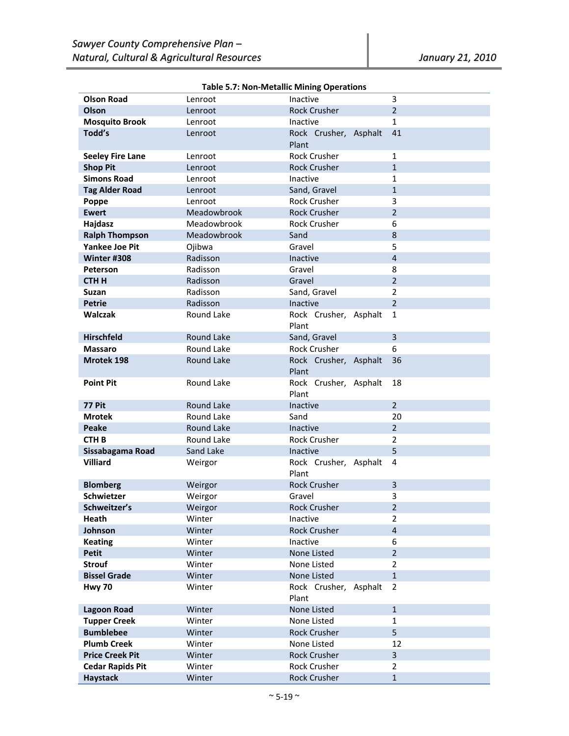**Table 5.7: Non-Metallic Mining Operations**

| | | | |
|---|---|---|---|
| **Olson Road** | Lenroot | Inactive | 3 |
| **Olson** | Lenroot | Rock Crusher | 2 |
| **Mosquito Brook** | Lenroot | Inactive | 1 |
| **Todd's** | Lenroot | Rock Crusher, Asphalt Plant | 41 |
| **Seeley Fire Lane** | Lenroot | Rock Crusher | 1 |
| **Shop Pit** | Lenroot | Rock Crusher | 1 |
| **Simons Road** | Lenroot | Inactive | 1 |
| **Tag Alder Road** | Lenroot | Sand, Gravel | 1 |
| **Poppe** | Lenroot | Rock Crusher | 3 |
| **Ewert** | Meadowbrook | Rock Crusher | 2 |
| **Hajdasz** | Meadowbrook | Rock Crusher | 6 |
| **Ralph Thompson** | Meadowbrook | Sand | 8 |
| **Yankee Joe Pit** | Ojibwa | Gravel | 5 |
| **Winter #308** | Radisson | Inactive | 4 |
| **Peterson** | Radisson | Gravel | 8 |
| **CTH H** | Radisson | Gravel | 2 |
| **Suzan** | Radisson | Sand, Gravel | 2 |
| **Petrie** | Radisson | Inactive | 2 |
| **Walczak** | Round Lake | Rock Crusher, Asphalt Plant | 1 |
| **Hirschfeld** | Round Lake | Sand, Gravel | 3 |
| **Massaro** | Round Lake | Rock Crusher | 6 |
| **Mrotek 198** | Round Lake | Rock Crusher, Asphalt Plant | 36 |
| **Point Pit** | Round Lake | Rock Crusher, Asphalt Plant | 18 |
| **77 Pit** | Round Lake | Inactive | 2 |
| **Mrotek** | Round Lake | Sand | 20 |
| **Peake** | Round Lake | Inactive | 2 |
| **CTH B** | Round Lake | Rock Crusher | 2 |
| **Sissabagama Road** | Sand Lake | Inactive | 5 |
| **Villiard** | Weirgor | Rock Crusher, Asphalt Plant | 4 |
| **Blomberg** | Weirgor | Rock Crusher | 3 |
| **Schwietzer** | Weirgor | Gravel | 3 |
| **Schweitzer's** | Weirgor | Rock Crusher | 2 |
| **Heath** | Winter | Inactive | 2 |
| **Johnson** | Winter | Rock Crusher | 4 |
| **Keating** | Winter | Inactive | 6 |
| **Petit** | Winter | None Listed | 2 |
| **Strouf** | Winter | None Listed | 2 |
| **Bissel Grade** | Winter | None Listed | 1 |
| **Hwy 70** | Winter | Rock Crusher, Asphalt Plant | 2 |
| **Lagoon Road** | Winter | None Listed | 1 |
| **Tupper Creek** | Winter | None Listed | 1 |
| **Bumblebee** | Winter | Rock Crusher | 5 |
| **Plumb Creek** | Winter | None Listed | 12 |
| **Price Creek Pit** | Winter | Rock Crusher | 3 |
| **Cedar Rapids Pit** | Winter | Rock Crusher | 2 |
| **Haystack** | Winter | Rock Crusher | 1 |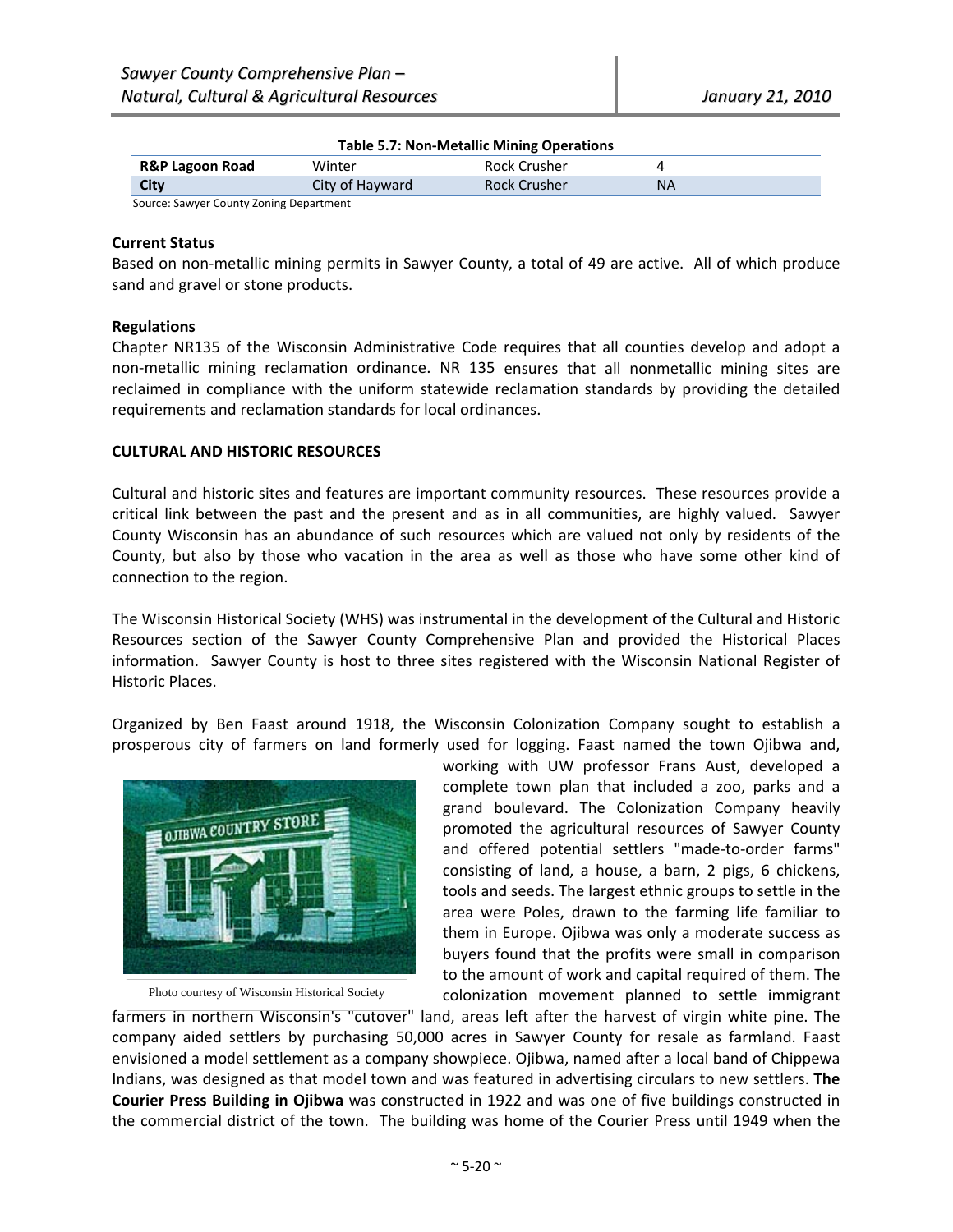**Table 5.7: Non-Metallic Mining Operations**

| R&P Lagoon Road | Winter | Rock Crusher | 4 |
|---|---|---|---|
| City | City of Hayward | Rock Crusher | NA |

Source: Sawyer County Zoning Department

**Current Status**

Based on non-metallic mining permits in Sawyer County, a total of 49 are active. All of which produce sand and gravel or stone products.

**Regulations**

Chapter NR135 of the Wisconsin Administrative Code requires that all counties develop and adopt a non-metallic mining reclamation ordinance. NR 135 ensures that all nonmetallic mining sites are reclaimed in compliance with the uniform statewide reclamation standards by providing the detailed requirements and reclamation standards for local ordinances.

**CULTURAL AND HISTORIC RESOURCES**

Cultural and historic sites and features are important community resources. These resources provide a critical link between the past and the present and as in all communities, are highly valued. Sawyer County Wisconsin has an abundance of such resources which are valued not only by residents of the County, but also by those who vacation in the area as well as those who have some other kind of connection to the region.

The Wisconsin Historical Society (WHS) was instrumental in the development of the Cultural and Historic Resources section of the Sawyer County Comprehensive Plan and provided the Historical Places information. Sawyer County is host to three sites registered with the Wisconsin National Register of Historic Places.

Organized by Ben Faast around 1918, the Wisconsin Colonization Company sought to establish a prosperous city of farmers on land formerly used for logging. Faast named the town Ojibwa and, working with UW professor Frans Aust, developed a complete town plan that included a zoo, parks and a grand boulevard. The Colonization Company heavily promoted the agricultural resources of Sawyer County and offered potential settlers "made-to-order farms" consisting of land, a house, a barn, 2 pigs, 6 chickens, tools and seeds. The largest ethnic groups to settle in the area were Poles, drawn to the farming life familiar to them in Europe. Ojibwa was only a moderate success as buyers found that the profits were small in comparison to the amount of work and capital required of them. The colonization movement planned to settle immigrant farmers in northern Wisconsin's "cutover" land, areas left after the harvest of virgin white pine. The company aided settlers by purchasing 50,000 acres in Sawyer County for resale as farmland. Faast envisioned a model settlement as a company showpiece. Ojibwa, named after a local band of Chippewa Indians, was designed as that model town and was featured in advertising circulars to new settlers. **The Courier Press Building in Ojibwa** was constructed in 1922 and was one of five buildings constructed in the commercial district of the town. The building was home of the Courier Press until 1949 when the

Photo courtesy of Wisconsin Historical Society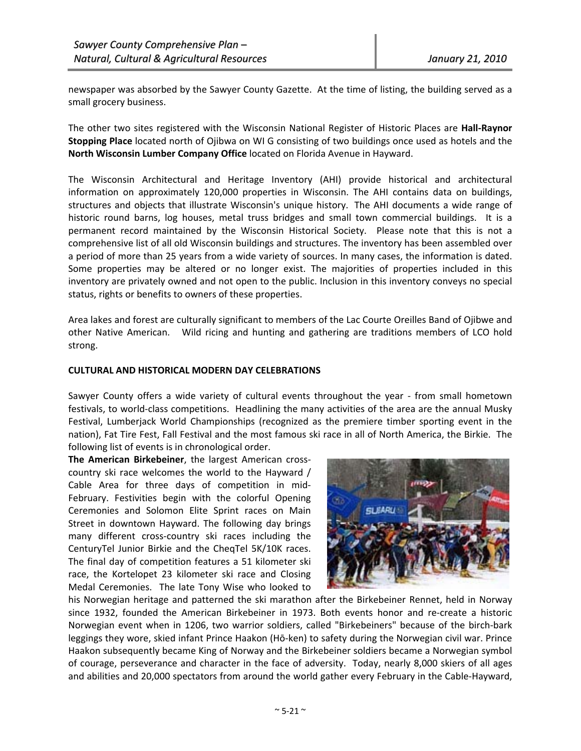newspaper was absorbed by the Sawyer County Gazette. At the time of listing, the building served as a small grocery business.

The other two sites registered with the Wisconsin National Register of Historic Places are **Hall-Raynor Stopping Place** located north of Ojibwa on WI G consisting of two buildings once used as hotels and the **North Wisconsin Lumber Company Office** located on Florida Avenue in Hayward.

The Wisconsin Architectural and Heritage Inventory (AHI) provide historical and architectural information on approximately 120,000 properties in Wisconsin. The AHI contains data on buildings, structures and objects that illustrate Wisconsin's unique history. The AHI documents a wide range of historic round barns, log houses, metal truss bridges and small town commercial buildings. It is a permanent record maintained by the Wisconsin Historical Society. Please note that this is not a comprehensive list of all old Wisconsin buildings and structures. The inventory has been assembled over a period of more than 25 years from a wide variety of sources. In many cases, the information is dated. Some properties may be altered or no longer exist. The majorities of properties included in this inventory are privately owned and not open to the public. Inclusion in this inventory conveys no special status, rights or benefits to owners of these properties.

Area lakes and forest are culturally significant to members of the Lac Courte Oreilles Band of Ojibwe and other Native American. Wild ricing and hunting and gathering are traditions members of LCO hold strong.

**CULTURAL AND HISTORICAL MODERN DAY CELEBRATIONS**

Sawyer County offers a wide variety of cultural events throughout the year - from small hometown festivals, to world-class competitions. Headlining the many activities of the area are the annual Musky Festival, Lumberjack World Championships (recognized as the premiere timber sporting event in the nation), Fat Tire Fest, Fall Festival and the most famous ski race in all of North America, the Birkie. The following list of events is in chronological order.

**The American Birkebeiner**, the largest American cross-country ski race welcomes the world to the Hayward / Cable Area for three days of competition in mid-February. Festivities begin with the colorful Opening Ceremonies and Solomon Elite Sprint races on Main Street in downtown Hayward. The following day brings many different cross-country ski races including the CenturyTel Junior Birkie and the CheqTel 5K/10K races. The final day of competition features a 51 kilometer ski race, the Kortelopet 23 kilometer ski race and Closing Medal Ceremonies. The late Tony Wise who looked to his Norwegian heritage and patterned the ski marathon after the Birkebeiner Rennet, held in Norway since 1932, founded the American Birkebeiner in 1973. Both events honor and re-create a historic Norwegian event when in 1206, two warrior soldiers, called "Birkebeiners" because of the birch-bark leggings they wore, skied infant Prince Haakon (Hō-ken) to safety during the Norwegian civil war. Prince Haakon subsequently became King of Norway and the Birkebeiner soldiers became a Norwegian symbol of courage, perseverance and character in the face of adversity. Today, nearly 8,000 skiers of all ages and abilities and 20,000 spectators from around the world gather every February in the Cable-Hayward,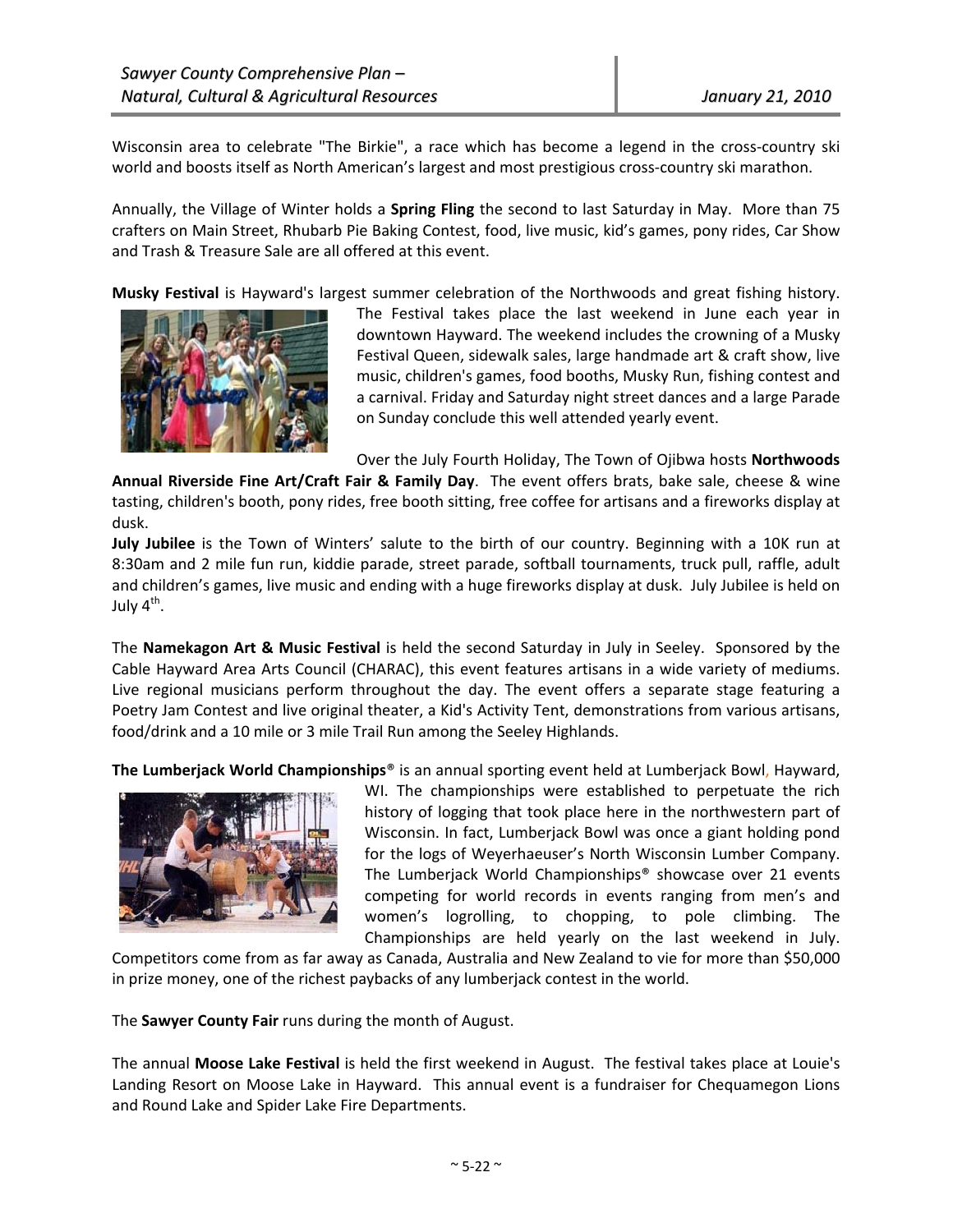Wisconsin area to celebrate "The Birkie", a race which has become a legend in the cross-country ski world and boosts itself as North American's largest and most prestigious cross-country ski marathon.

Annually, the Village of Winter holds a **Spring Fling** the second to last Saturday in May. More than 75 crafters on Main Street, Rhubarb Pie Baking Contest, food, live music, kid's games, pony rides, Car Show and Trash & Treasure Sale are all offered at this event.

**Musky Festival** is Hayward's largest summer celebration of the Northwoods and great fishing history. The Festival takes place the last weekend in June each year in downtown Hayward. The weekend includes the crowning of a Musky Festival Queen, sidewalk sales, large handmade art & craft show, live music, children's games, food booths, Musky Run, fishing contest and a carnival. Friday and Saturday night street dances and a large Parade on Sunday conclude this well attended yearly event.

Over the July Fourth Holiday, The Town of Ojibwa hosts **Northwoods Annual Riverside Fine Art/Craft Fair & Family Day**. The event offers brats, bake sale, cheese & wine tasting, children's booth, pony rides, free booth sitting, free coffee for artisans and a fireworks display at dusk.

**July Jubilee** is the Town of Winters' salute to the birth of our country. Beginning with a 10K run at 8:30am and 2 mile fun run, kiddie parade, street parade, softball tournaments, truck pull, raffle, adult and children's games, live music and ending with a huge fireworks display at dusk. July Jubilee is held on July 4th.

The **Namekagon Art & Music Festival** is held the second Saturday in July in Seeley. Sponsored by the Cable Hayward Area Arts Council (CHARAC), this event features artisans in a wide variety of mediums. Live regional musicians perform throughout the day. The event offers a separate stage featuring a Poetry Jam Contest and live original theater, a Kid's Activity Tent, demonstrations from various artisans, food/drink and a 10 mile or 3 mile Trail Run among the Seeley Highlands.

**The Lumberjack World Championships**® is an annual sporting event held at Lumberjack Bowl, Hayward, WI. The championships were established to perpetuate the rich history of logging that took place here in the northwestern part of Wisconsin. In fact, Lumberjack Bowl was once a giant holding pond for the logs of Weyerhaeuser's North Wisconsin Lumber Company. The Lumberjack World Championships® showcase over 21 events competing for world records in events ranging from men's and women's logrolling, to chopping, to pole climbing. The Championships are held yearly on the last weekend in July. Competitors come from as far away as Canada, Australia and New Zealand to vie for more than $50,000 in prize money, one of the richest paybacks of any lumberjack contest in the world.

The **Sawyer County Fair** runs during the month of August.

The annual **Moose Lake Festival** is held the first weekend in August. The festival takes place at Louie's Landing Resort on Moose Lake in Hayward. This annual event is a fundraiser for Chequamegon Lions and Round Lake and Spider Lake Fire Departments.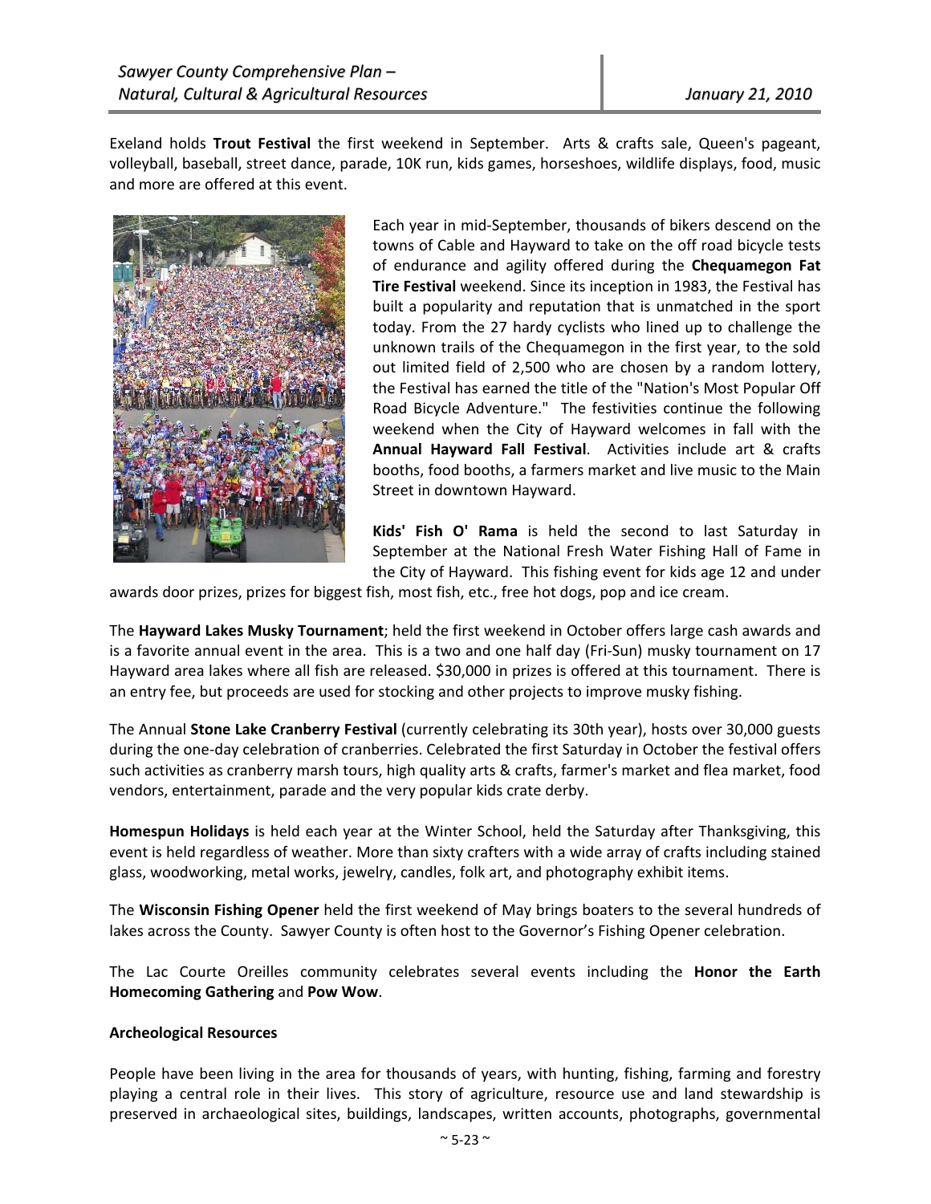Exeland holds **Trout Festival** the first weekend in September. Arts & crafts sale, Queen's pageant, volleyball, baseball, street dance, parade, 10K run, kids games, horseshoes, wildlife displays, food, music and more are offered at this event.

Each year in mid-September, thousands of bikers descend on the towns of Cable and Hayward to take on the off road bicycle tests of endurance and agility offered during the **Chequamegon Fat Tire Festival** weekend. Since its inception in 1983, the Festival has built a popularity and reputation that is unmatched in the sport today. From the 27 hardy cyclists who lined up to challenge the unknown trails of the Chequamegon in the first year, to the sold out limited field of 2,500 who are chosen by a random lottery, the Festival has earned the title of the "Nation's Most Popular Off Road Bicycle Adventure." The festivities continue the following weekend when the City of Hayward welcomes in fall with the **Annual Hayward Fall Festival**. Activities include art & crafts booths, food booths, a farmers market and live music to the Main Street in downtown Hayward.

**Kids' Fish O' Rama** is held the second to last Saturday in September at the National Fresh Water Fishing Hall of Fame in the City of Hayward. This fishing event for kids age 12 and under awards door prizes, prizes for biggest fish, most fish, etc., free hot dogs, pop and ice cream.

The **Hayward Lakes Musky Tournament**; held the first weekend in October offers large cash awards and is a favorite annual event in the area. This is a two and one half day (Fri-Sun) musky tournament on 17 Hayward area lakes where all fish are released. $30,000 in prizes is offered at this tournament. There is an entry fee, but proceeds are used for stocking and other projects to improve musky fishing.

The Annual **Stone Lake Cranberry Festival** (currently celebrating its 30th year), hosts over 30,000 guests during the one-day celebration of cranberries. Celebrated the first Saturday in October the festival offers such activities as cranberry marsh tours, high quality arts & crafts, farmer's market and flea market, food vendors, entertainment, parade and the very popular kids crate derby.

**Homespun Holidays** is held each year at the Winter School, held the Saturday after Thanksgiving, this event is held regardless of weather. More than sixty crafters with a wide array of crafts including stained glass, woodworking, metal works, jewelry, candles, folk art, and photography exhibit items.

The **Wisconsin Fishing Opener** held the first weekend of May brings boaters to the several hundreds of lakes across the County. Sawyer County is often host to the Governor's Fishing Opener celebration.

The Lac Courte Oreilles community celebrates several events including the **Honor the Earth Homecoming Gathering** and **Pow Wow**.

**Archeological Resources**

People have been living in the area for thousands of years, with hunting, fishing, farming and forestry playing a central role in their lives. This story of agriculture, resource use and land stewardship is preserved in archaeological sites, buildings, landscapes, written accounts, photographs, governmental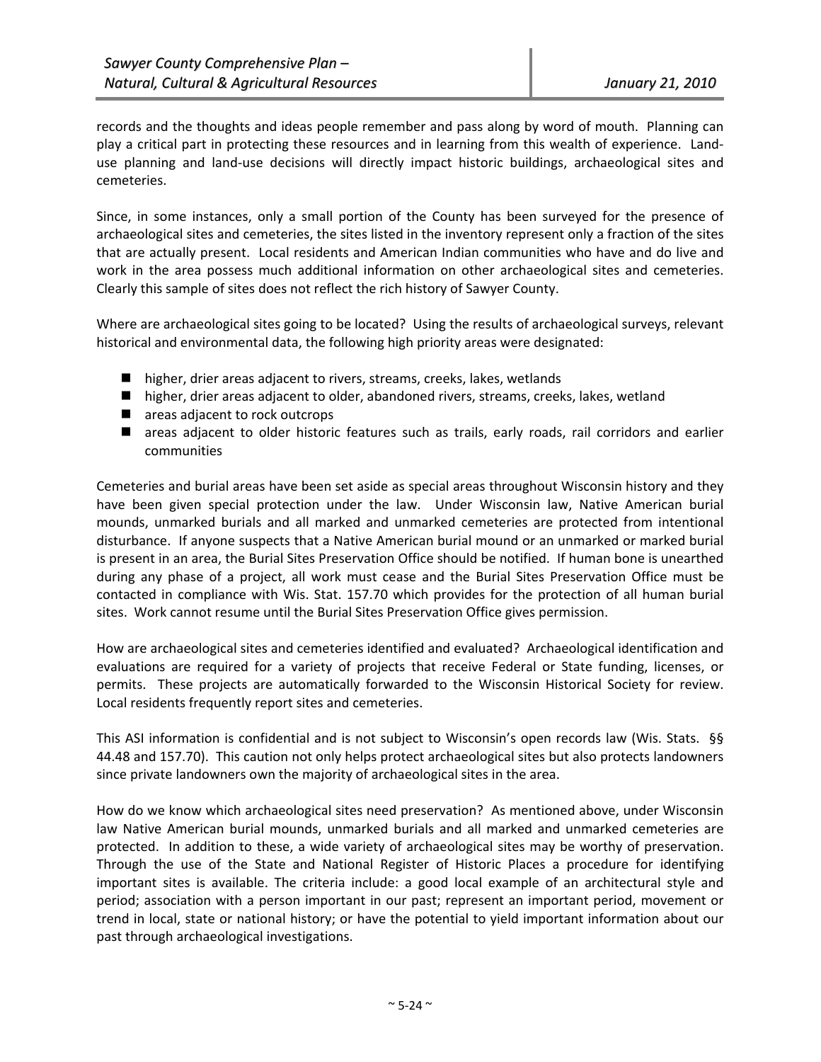records and the thoughts and ideas people remember and pass along by word of mouth. Planning can play a critical part in protecting these resources and in learning from this wealth of experience. Land-use planning and land-use decisions will directly impact historic buildings, archaeological sites and cemeteries.

Since, in some instances, only a small portion of the County has been surveyed for the presence of archaeological sites and cemeteries, the sites listed in the inventory represent only a fraction of the sites that are actually present. Local residents and American Indian communities who have and do live and work in the area possess much additional information on other archaeological sites and cemeteries. Clearly this sample of sites does not reflect the rich history of Sawyer County.

Where are archaeological sites going to be located? Using the results of archaeological surveys, relevant historical and environmental data, the following high priority areas were designated:

- higher, drier areas adjacent to rivers, streams, creeks, lakes, wetlands
- higher, drier areas adjacent to older, abandoned rivers, streams, creeks, lakes, wetland
- areas adjacent to rock outcrops
- areas adjacent to older historic features such as trails, early roads, rail corridors and earlier communities

Cemeteries and burial areas have been set aside as special areas throughout Wisconsin history and they have been given special protection under the law. Under Wisconsin law, Native American burial mounds, unmarked burials and all marked and unmarked cemeteries are protected from intentional disturbance. If anyone suspects that a Native American burial mound or an unmarked or marked burial is present in an area, the Burial Sites Preservation Office should be notified. If human bone is unearthed during any phase of a project, all work must cease and the Burial Sites Preservation Office must be contacted in compliance with Wis. Stat. 157.70 which provides for the protection of all human burial sites. Work cannot resume until the Burial Sites Preservation Office gives permission.

How are archaeological sites and cemeteries identified and evaluated? Archaeological identification and evaluations are required for a variety of projects that receive Federal or State funding, licenses, or permits. These projects are automatically forwarded to the Wisconsin Historical Society for review. Local residents frequently report sites and cemeteries.

This ASI information is confidential and is not subject to Wisconsin's open records law (Wis. Stats. §§ 44.48 and 157.70). This caution not only helps protect archaeological sites but also protects landowners since private landowners own the majority of archaeological sites in the area.

How do we know which archaeological sites need preservation? As mentioned above, under Wisconsin law Native American burial mounds, unmarked burials and all marked and unmarked cemeteries are protected. In addition to these, a wide variety of archaeological sites may be worthy of preservation. Through the use of the State and National Register of Historic Places a procedure for identifying important sites is available. The criteria include: a good local example of an architectural style and period; association with a person important in our past; represent an important period, movement or trend in local, state or national history; or have the potential to yield important information about our past through archaeological investigations.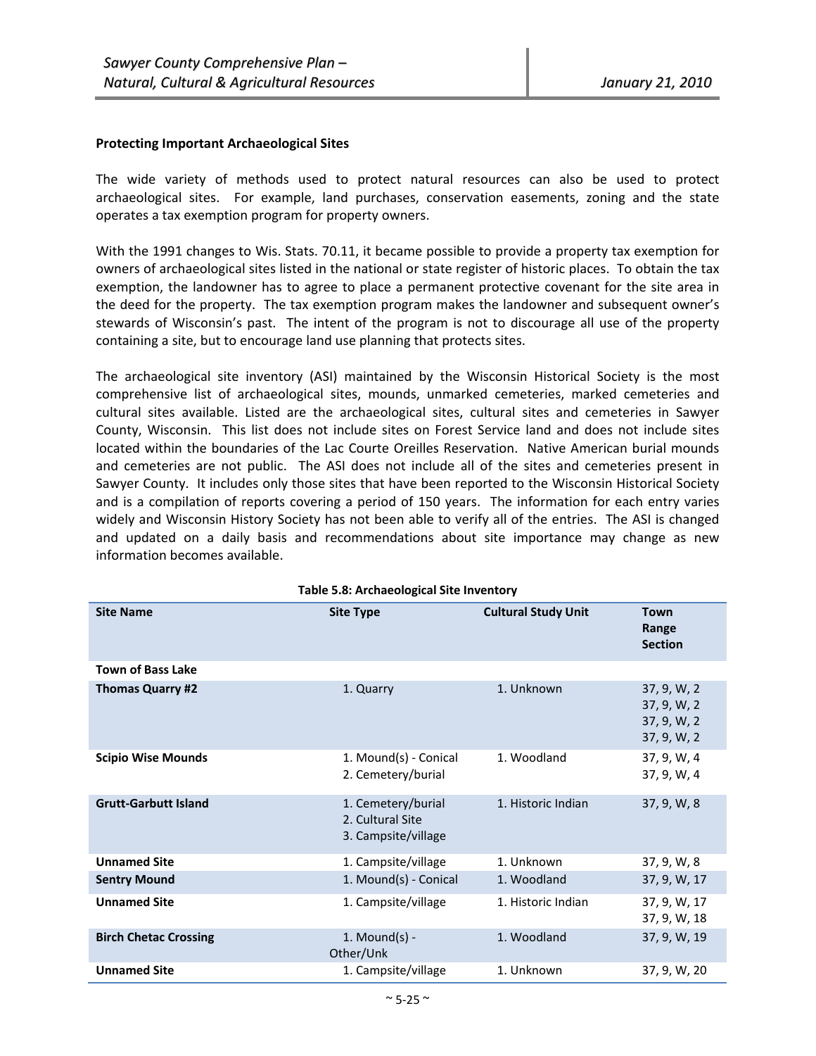**Protecting Important Archaeological Sites**

The wide variety of methods used to protect natural resources can also be used to protect archaeological sites. For example, land purchases, conservation easements, zoning and the state operates a tax exemption program for property owners.

With the 1991 changes to Wis. Stats. 70.11, it became possible to provide a property tax exemption for owners of archaeological sites listed in the national or state register of historic places. To obtain the tax exemption, the landowner has to agree to place a permanent protective covenant for the site area in the deed for the property. The tax exemption program makes the landowner and subsequent owner's stewards of Wisconsin's past. The intent of the program is not to discourage all use of the property containing a site, but to encourage land use planning that protects sites.

The archaeological site inventory (ASI) maintained by the Wisconsin Historical Society is the most comprehensive list of archaeological sites, mounds, unmarked cemeteries, marked cemeteries and cultural sites available. Listed are the archaeological sites, cultural sites and cemeteries in Sawyer County, Wisconsin. This list does not include sites on Forest Service land and does not include sites located within the boundaries of the Lac Courte Oreilles Reservation. Native American burial mounds and cemeteries are not public. The ASI does not include all of the sites and cemeteries present in Sawyer County. It includes only those sites that have been reported to the Wisconsin Historical Society and is a compilation of reports covering a period of 150 years. The information for each entry varies widely and Wisconsin History Society has not been able to verify all of the entries. The ASI is changed and updated on a daily basis and recommendations about site importance may change as new information becomes available.

**Table 5.8: Archaeological Site Inventory**

| Site Name | Site Type | Cultural Study Unit | Town Range Section |
|---|---|---|---|
| **Town of Bass Lake** | | | |
| **Thomas Quarry #2** | 1. Quarry | 1. Unknown | 37, 9, W, 2<br>37, 9, W, 2<br>37, 9, W, 2<br>37, 9, W, 2 |
| **Scipio Wise Mounds** | 1. Mound(s) - Conical<br>2. Cemetery/burial | 1. Woodland | 37, 9, W, 4<br>37, 9, W, 4 |
| **Grutt-Garbutt Island** | 1. Cemetery/burial<br>2. Cultural Site<br>3. Campsite/village | 1. Historic Indian | 37, 9, W, 8 |
| **Unnamed Site** | 1. Campsite/village | 1. Unknown | 37, 9, W, 8 |
| **Sentry Mound** | 1. Mound(s) - Conical | 1. Woodland | 37, 9, W, 17 |
| **Unnamed Site** | 1. Campsite/village | 1. Historic Indian | 37, 9, W, 17<br>37, 9, W, 18 |
| **Birch Chetac Crossing** | 1. Mound(s) - Other/Unk | 1. Woodland | 37, 9, W, 19 |
| **Unnamed Site** | 1. Campsite/village | 1. Unknown | 37, 9, W, 20 |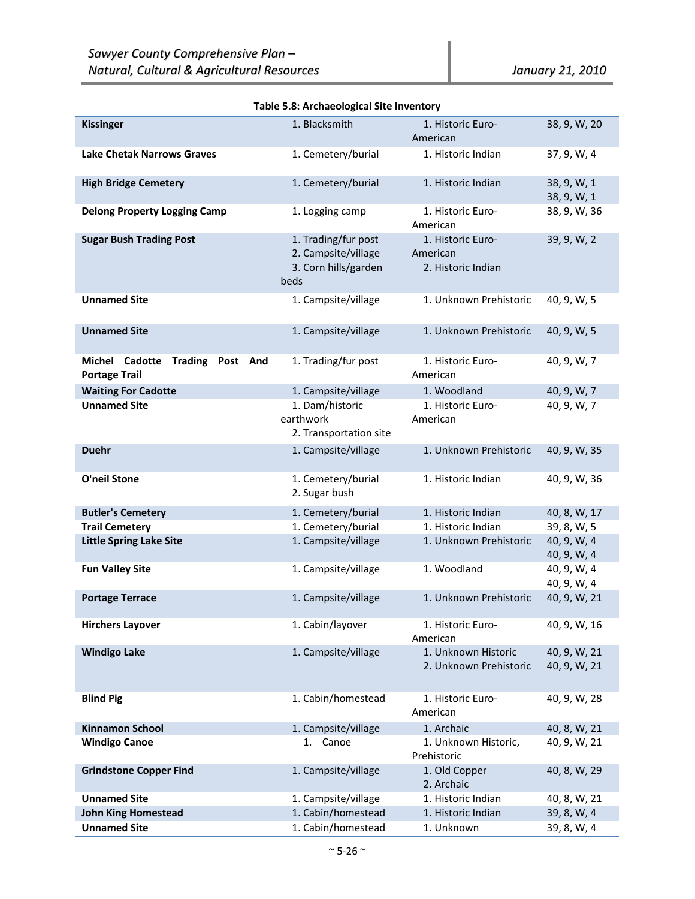**Table 5.8: Archaeological Site Inventory**

| | | | |
|---|---|---|---|
| **Kissinger** | 1. Blacksmith | 1. Historic Euro-American | 38, 9, W, 20 |
| **Lake Chetak Narrows Graves** | 1. Cemetery/burial | 1. Historic Indian | 37, 9, W, 4 |
| **High Bridge Cemetery** | 1. Cemetery/burial | 1. Historic Indian | 38, 9, W, 1<br>38, 9, W, 1 |
| **Delong Property Logging Camp** | 1. Logging camp | 1. Historic Euro-American | 38, 9, W, 36 |
| **Sugar Bush Trading Post** | 1. Trading/fur post<br>2. Campsite/village<br>3. Corn hills/garden beds | 1. Historic Euro-American<br>2. Historic Indian | 39, 9, W, 2 |
| **Unnamed Site** | 1. Campsite/village | 1. Unknown Prehistoric | 40, 9, W, 5 |
| **Unnamed Site** | 1. Campsite/village | 1. Unknown Prehistoric | 40, 9, W, 5 |
| **Michel Cadotte Trading Post And Portage Trail** | 1. Trading/fur post | 1. Historic Euro-American | 40, 9, W, 7 |
| **Waiting For Cadotte** | 1. Campsite/village | 1. Woodland | 40, 9, W, 7 |
| **Unnamed Site** | 1. Dam/historic earthwork<br>2. Transportation site | 1. Historic Euro-American | 40, 9, W, 7 |
| **Duehr** | 1. Campsite/village | 1. Unknown Prehistoric | 40, 9, W, 35 |
| **O'neil Stone** | 1. Cemetery/burial<br>2. Sugar bush | 1. Historic Indian | 40, 9, W, 36 |
| **Butler's Cemetery** | 1. Cemetery/burial | 1. Historic Indian | 40, 8, W, 17 |
| **Trail Cemetery** | 1. Cemetery/burial | 1. Historic Indian | 39, 8, W, 5 |
| **Little Spring Lake Site** | 1. Campsite/village | 1. Unknown Prehistoric | 40, 9, W, 4<br>40, 9, W, 4 |
| **Fun Valley Site** | 1. Campsite/village | 1. Woodland | 40, 9, W, 4<br>40, 9, W, 4 |
| **Portage Terrace** | 1. Campsite/village | 1. Unknown Prehistoric | 40, 9, W, 21 |
| **Hirchers Layover** | 1. Cabin/layover | 1. Historic Euro-American | 40, 9, W, 16 |
| **Windigo Lake** | 1. Campsite/village | 1. Unknown Historic<br>2. Unknown Prehistoric | 40, 9, W, 21<br>40, 9, W, 21 |
| **Blind Pig** | 1. Cabin/homestead | 1. Historic Euro-American | 40, 9, W, 28 |
| **Kinnamon School** | 1. Campsite/village | 1. Archaic | 40, 8, W, 21 |
| **Windigo Canoe** | 1. Canoe | 1. Unknown Historic, Prehistoric | 40, 9, W, 21 |
| **Grindstone Copper Find** | 1. Campsite/village | 1. Old Copper<br>2. Archaic | 40, 8, W, 29 |
| **Unnamed Site** | 1. Campsite/village | 1. Historic Indian | 40, 8, W, 21 |
| **John King Homestead** | 1. Cabin/homestead | 1. Historic Indian | 39, 8, W, 4 |
| **Unnamed Site** | 1. Cabin/homestead | 1. Unknown | 39, 8, W, 4 |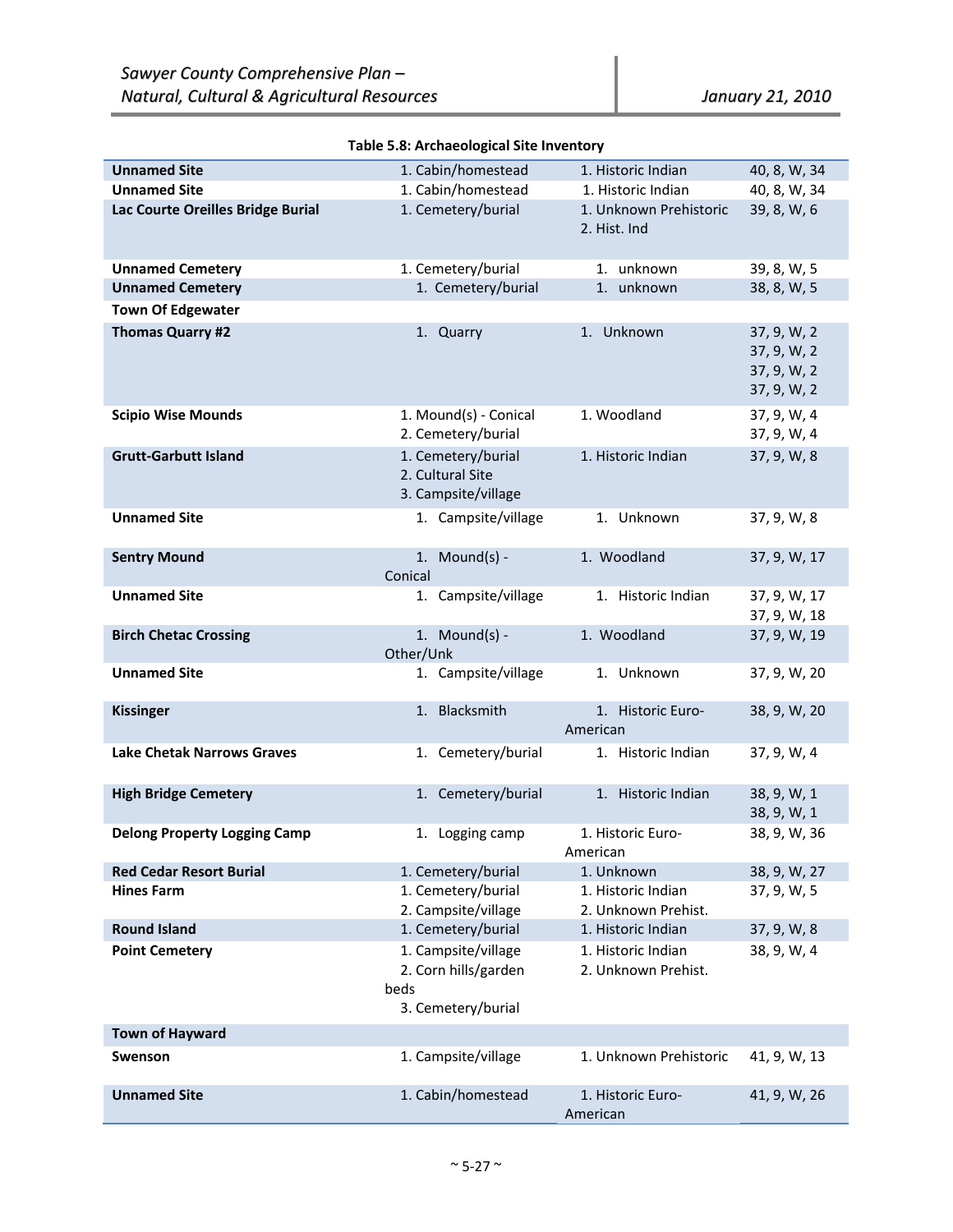**Table 5.8: Archaeological Site Inventory**

| | | | |
|---|---|---|---|
| **Unnamed Site** | 1. Cabin/homestead | 1. Historic Indian | 40, 8, W, 34 |
| **Unnamed Site** | 1. Cabin/homestead | 1. Historic Indian | 40, 8, W, 34 |
| **Lac Courte Oreilles Bridge Burial** | 1. Cemetery/burial | 1. Unknown Prehistoric<br>2. Hist. Ind | 39, 8, W, 6 |
| **Unnamed Cemetery** | 1. Cemetery/burial | 1. unknown | 39, 8, W, 5 |
| **Unnamed Cemetery** | 1. Cemetery/burial | 1. unknown | 38, 8, W, 5 |
| **Town Of Edgewater** | | | |
| **Thomas Quarry #2** | 1. Quarry | 1. Unknown | 37, 9, W, 2<br>37, 9, W, 2<br>37, 9, W, 2<br>37, 9, W, 2 |
| **Scipio Wise Mounds** | 1. Mound(s) - Conical<br>2. Cemetery/burial | 1. Woodland | 37, 9, W, 4<br>37, 9, W, 4 |
| **Grutt-Garbutt Island** | 1. Cemetery/burial<br>2. Cultural Site<br>3. Campsite/village | 1. Historic Indian | 37, 9, W, 8 |
| **Unnamed Site** | 1. Campsite/village | 1. Unknown | 37, 9, W, 8 |
| **Sentry Mound** | 1. Mound(s) - Conical | 1. Woodland | 37, 9, W, 17 |
| **Unnamed Site** | 1. Campsite/village | 1. Historic Indian | 37, 9, W, 17<br>37, 9, W, 18 |
| **Birch Chetac Crossing** | 1. Mound(s) - Other/Unk | 1. Woodland | 37, 9, W, 19 |
| **Unnamed Site** | 1. Campsite/village | 1. Unknown | 37, 9, W, 20 |
| **Kissinger** | 1. Blacksmith | 1. Historic Euro-American | 38, 9, W, 20 |
| **Lake Chetak Narrows Graves** | 1. Cemetery/burial | 1. Historic Indian | 37, 9, W, 4 |
| **High Bridge Cemetery** | 1. Cemetery/burial | 1. Historic Indian | 38, 9, W, 1<br>38, 9, W, 1 |
| **Delong Property Logging Camp** | 1. Logging camp | 1. Historic Euro-American | 38, 9, W, 36 |
| **Red Cedar Resort Burial** | 1. Cemetery/burial | 1. Unknown | 38, 9, W, 27 |
| **Hines Farm** | 1. Cemetery/burial<br>2. Campsite/village | 1. Historic Indian<br>2. Unknown Prehist. | 37, 9, W, 5 |
| **Round Island** | 1. Cemetery/burial | 1. Historic Indian | 37, 9, W, 8 |
| **Point Cemetery** | 1. Campsite/village<br>2. Corn hills/garden beds<br>3. Cemetery/burial | 1. Historic Indian<br>2. Unknown Prehist. | 38, 9, W, 4 |
| **Town of Hayward** | | | |
| **Swenson** | 1. Campsite/village | 1. Unknown Prehistoric | 41, 9, W, 13 |
| **Unnamed Site** | 1. Cabin/homestead | 1. Historic Euro-American | 41, 9, W, 26 |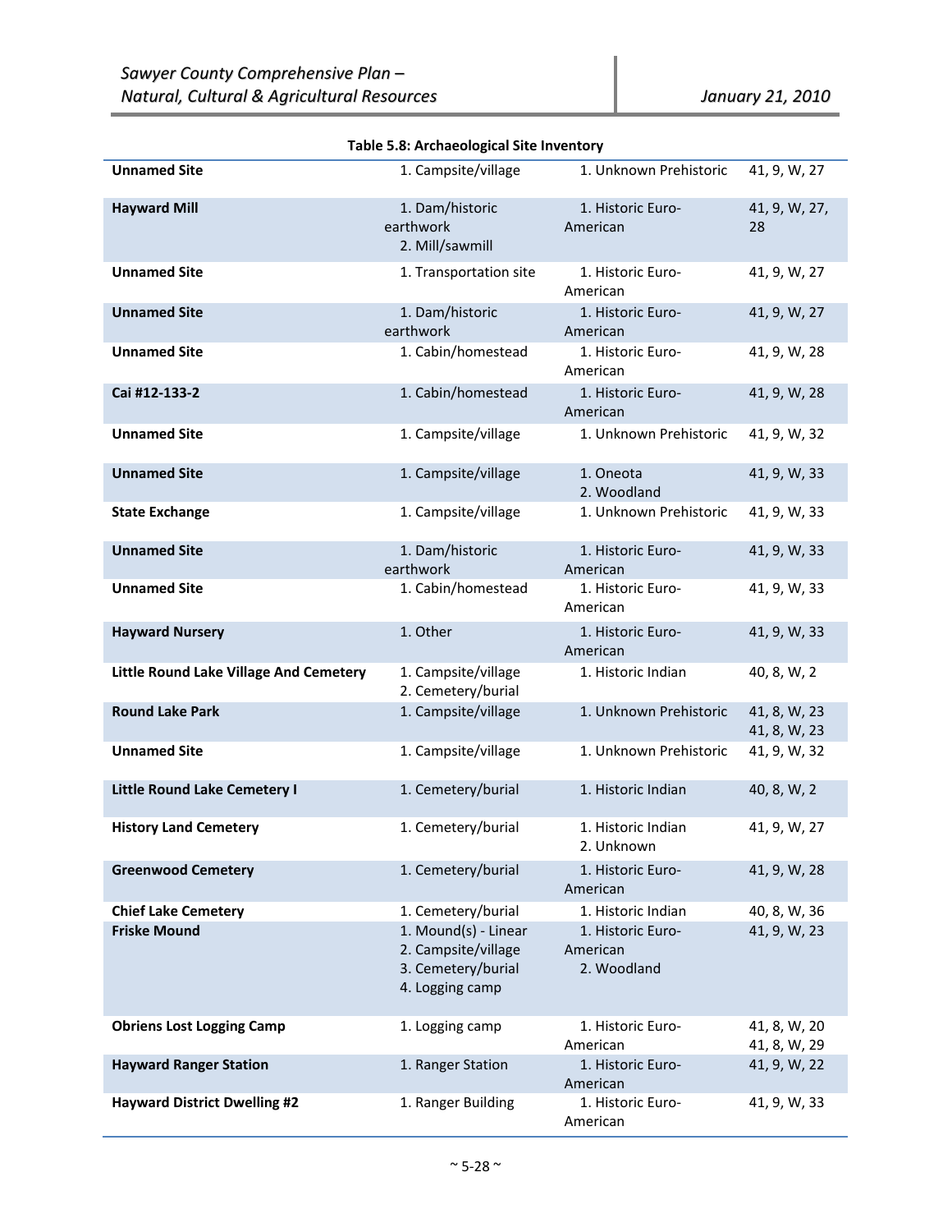**Table 5.8: Archaeological Site Inventory**

| | | | |
|---|---|---|---|
| **Unnamed Site** | 1. Campsite/village | 1. Unknown Prehistoric | 41, 9, W, 27 |
| **Hayward Mill** | 1. Dam/historic earthwork<br>2. Mill/sawmill | 1. Historic Euro-American | 41, 9, W, 27, 28 |
| **Unnamed Site** | 1. Transportation site | 1. Historic Euro-American | 41, 9, W, 27 |
| **Unnamed Site** | 1. Dam/historic earthwork | 1. Historic Euro-American | 41, 9, W, 27 |
| **Unnamed Site** | 1. Cabin/homestead | 1. Historic Euro-American | 41, 9, W, 28 |
| **Cai #12-133-2** | 1. Cabin/homestead | 1. Historic Euro-American | 41, 9, W, 28 |
| **Unnamed Site** | 1. Campsite/village | 1. Unknown Prehistoric | 41, 9, W, 32 |
| **Unnamed Site** | 1. Campsite/village | 1. Oneota<br>2. Woodland | 41, 9, W, 33 |
| **State Exchange** | 1. Campsite/village | 1. Unknown Prehistoric | 41, 9, W, 33 |
| **Unnamed Site** | 1. Dam/historic earthwork | 1. Historic Euro-American | 41, 9, W, 33 |
| **Unnamed Site** | 1. Cabin/homestead | 1. Historic Euro-American | 41, 9, W, 33 |
| **Hayward Nursery** | 1. Other | 1. Historic Euro-American | 41, 9, W, 33 |
| **Little Round Lake Village And Cemetery** | 1. Campsite/village<br>2. Cemetery/burial | 1. Historic Indian | 40, 8, W, 2 |
| **Round Lake Park** | 1. Campsite/village | 1. Unknown Prehistoric | 41, 8, W, 23<br>41, 8, W, 23 |
| **Unnamed Site** | 1. Campsite/village | 1. Unknown Prehistoric | 41, 9, W, 32 |
| **Little Round Lake Cemetery I** | 1. Cemetery/burial | 1. Historic Indian | 40, 8, W, 2 |
| **History Land Cemetery** | 1. Cemetery/burial | 1. Historic Indian<br>2. Unknown | 41, 9, W, 27 |
| **Greenwood Cemetery** | 1. Cemetery/burial | 1. Historic Euro-American | 41, 9, W, 28 |
| **Chief Lake Cemetery** | 1. Cemetery/burial | 1. Historic Indian | 40, 8, W, 36 |
| **Friske Mound** | 1. Mound(s) - Linear<br>2. Campsite/village<br>3. Cemetery/burial<br>4. Logging camp | 1. Historic Euro-American<br>2. Woodland | 41, 9, W, 23 |
| **Obriens Lost Logging Camp** | 1. Logging camp | 1. Historic Euro-American | 41, 8, W, 20<br>41, 8, W, 29 |
| **Hayward Ranger Station** | 1. Ranger Station | 1. Historic Euro-American | 41, 9, W, 22 |
| **Hayward District Dwelling #2** | 1. Ranger Building | 1. Historic Euro-American | 41, 9, W, 33 |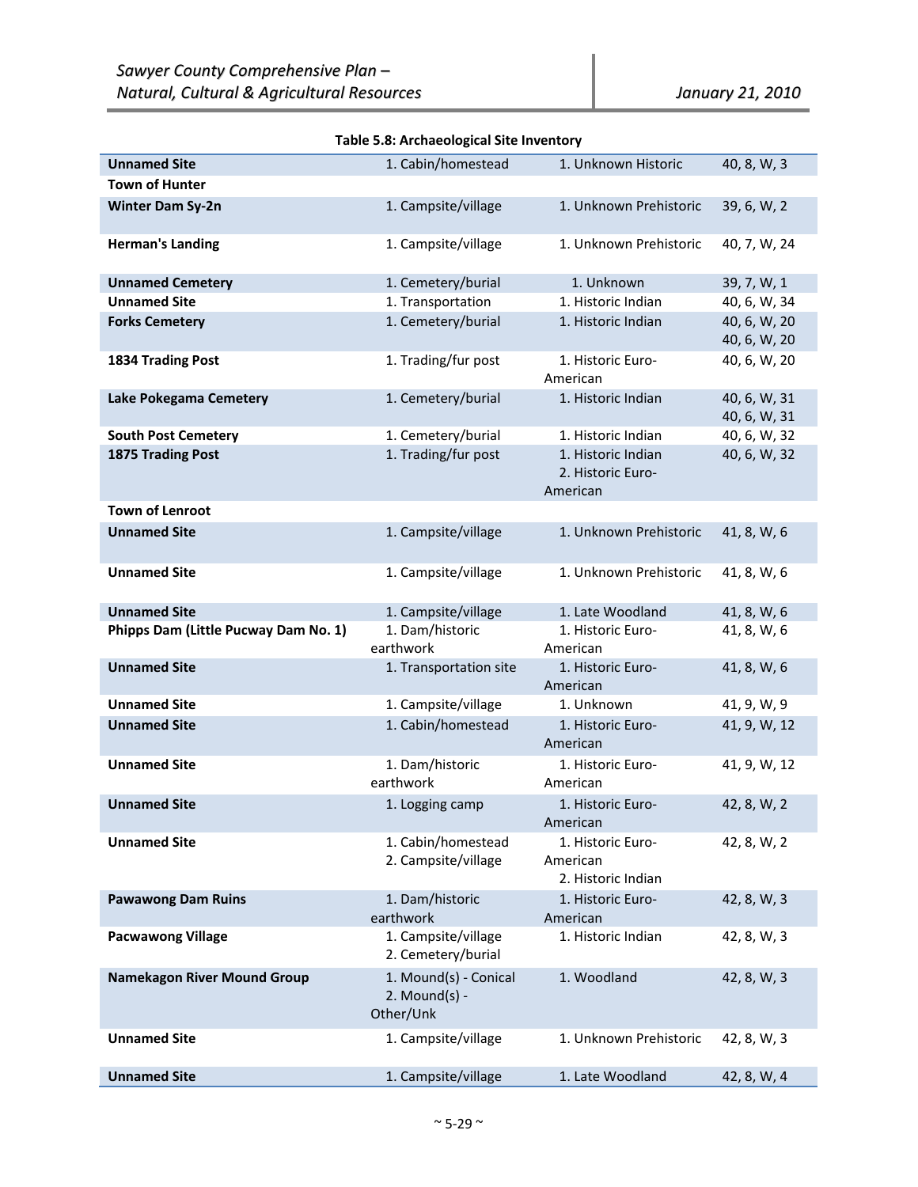**Table 5.8: Archaeological Site Inventory**

| | | | |
|---|---|---|---|
| **Unnamed Site** | 1. Cabin/homestead | 1. Unknown Historic | 40, 8, W, 3 |
| **Town of Hunter** | | | |
| **Winter Dam Sy-2n** | 1. Campsite/village | 1. Unknown Prehistoric | 39, 6, W, 2 |
| **Herman's Landing** | 1. Campsite/village | 1. Unknown Prehistoric | 40, 7, W, 24 |
| **Unnamed Cemetery** | 1. Cemetery/burial | 1. Unknown | 39, 7, W, 1 |
| **Unnamed Site** | 1. Transportation | 1. Historic Indian | 40, 6, W, 34 |
| **Forks Cemetery** | 1. Cemetery/burial | 1. Historic Indian | 40, 6, W, 20<br>40, 6, W, 20 |
| **1834 Trading Post** | 1. Trading/fur post | 1. Historic Euro-American | 40, 6, W, 20 |
| **Lake Pokegama Cemetery** | 1. Cemetery/burial | 1. Historic Indian | 40, 6, W, 31<br>40, 6, W, 31 |
| **South Post Cemetery** | 1. Cemetery/burial | 1. Historic Indian | 40, 6, W, 32 |
| **1875 Trading Post** | 1. Trading/fur post | 1. Historic Indian<br>2. Historic Euro-American | 40, 6, W, 32 |
| **Town of Lenroot** | | | |
| **Unnamed Site** | 1. Campsite/village | 1. Unknown Prehistoric | 41, 8, W, 6 |
| **Unnamed Site** | 1. Campsite/village | 1. Unknown Prehistoric | 41, 8, W, 6 |
| **Unnamed Site** | 1. Campsite/village | 1. Late Woodland | 41, 8, W, 6 |
| **Phipps Dam (Little Pucway Dam No. 1)** | 1. Dam/historic earthwork | 1. Historic Euro-American | 41, 8, W, 6 |
| **Unnamed Site** | 1. Transportation site | 1. Historic Euro-American | 41, 8, W, 6 |
| **Unnamed Site** | 1. Campsite/village | 1. Unknown | 41, 9, W, 9 |
| **Unnamed Site** | 1. Cabin/homestead | 1. Historic Euro-American | 41, 9, W, 12 |
| **Unnamed Site** | 1. Dam/historic earthwork | 1. Historic Euro-American | 41, 9, W, 12 |
| **Unnamed Site** | 1. Logging camp | 1. Historic Euro-American | 42, 8, W, 2 |
| **Unnamed Site** | 1. Cabin/homestead<br>2. Campsite/village | 1. Historic Euro-American<br>2. Historic Indian | 42, 8, W, 2 |
| **Pawawong Dam Ruins** | 1. Dam/historic earthwork | 1. Historic Euro-American | 42, 8, W, 3 |
| **Pacwawong Village** | 1. Campsite/village<br>2. Cemetery/burial | 1. Historic Indian | 42, 8, W, 3 |
| **Namekagon River Mound Group** | 1. Mound(s) - Conical<br>2. Mound(s) - Other/Unk | 1. Woodland | 42, 8, W, 3 |
| **Unnamed Site** | 1. Campsite/village | 1. Unknown Prehistoric | 42, 8, W, 3 |
| **Unnamed Site** | 1. Campsite/village | 1. Late Woodland | 42, 8, W, 4 |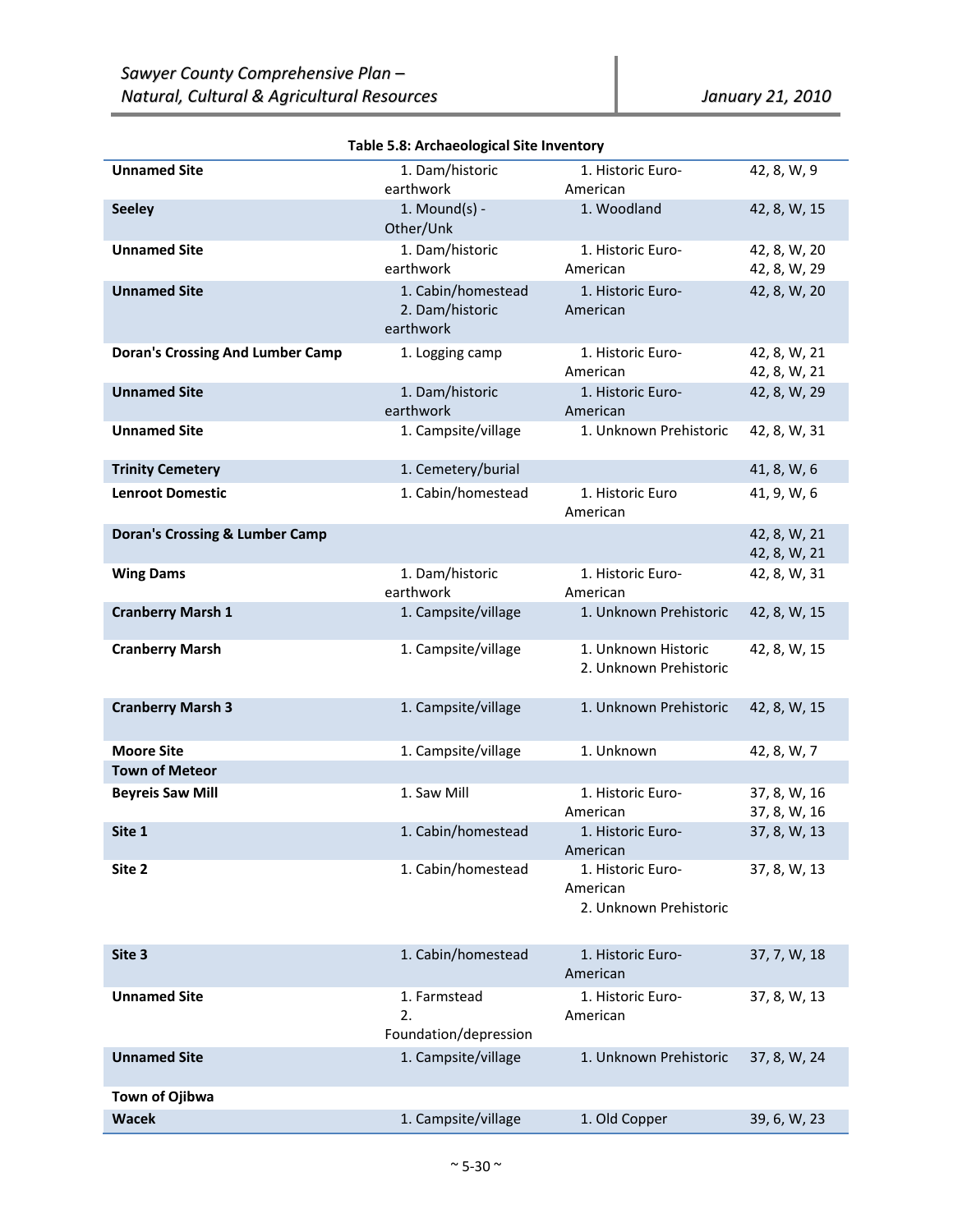**Table 5.8: Archaeological Site Inventory**

| | | | |
|---|---|---|---|
| **Unnamed Site** | 1. Dam/historic earthwork | 1. Historic Euro-American | 42, 8, W, 9 |
| **Seeley** | 1. Mound(s) - Other/Unk | 1. Woodland | 42, 8, W, 15 |
| **Unnamed Site** | 1. Dam/historic earthwork | 1. Historic Euro-American | 42, 8, W, 20<br>42, 8, W, 29 |
| **Unnamed Site** | 1. Cabin/homestead<br>2. Dam/historic earthwork | 1. Historic Euro-American | 42, 8, W, 20 |
| **Doran's Crossing And Lumber Camp** | 1. Logging camp | 1. Historic Euro-American | 42, 8, W, 21<br>42, 8, W, 21 |
| **Unnamed Site** | 1. Dam/historic earthwork | 1. Historic Euro-American | 42, 8, W, 29 |
| **Unnamed Site** | 1. Campsite/village | 1. Unknown Prehistoric | 42, 8, W, 31 |
| **Trinity Cemetery** | 1. Cemetery/burial | | 41, 8, W, 6 |
| **Lenroot Domestic** | 1. Cabin/homestead | 1. Historic Euro American | 41, 9, W, 6 |
| **Doran's Crossing & Lumber Camp** | | | 42, 8, W, 21<br>42, 8, W, 21 |
| **Wing Dams** | 1. Dam/historic earthwork | 1. Historic Euro-American | 42, 8, W, 31 |
| **Cranberry Marsh 1** | 1. Campsite/village | 1. Unknown Prehistoric | 42, 8, W, 15 |
| **Cranberry Marsh** | 1. Campsite/village | 1. Unknown Historic<br>2. Unknown Prehistoric | 42, 8, W, 15 |
| **Cranberry Marsh 3** | 1. Campsite/village | 1. Unknown Prehistoric | 42, 8, W, 15 |
| **Moore Site** | 1. Campsite/village | 1. Unknown | 42, 8, W, 7 |
| **Town of Meteor** | | | |
| **Beyreis Saw Mill** | 1. Saw Mill | 1. Historic Euro-American | 37, 8, W, 16<br>37, 8, W, 16 |
| **Site 1** | 1. Cabin/homestead | 1. Historic Euro-American | 37, 8, W, 13 |
| **Site 2** | 1. Cabin/homestead | 1. Historic Euro-American<br>2. Unknown Prehistoric | 37, 8, W, 13 |
| **Site 3** | 1. Cabin/homestead | 1. Historic Euro-American | 37, 7, W, 18 |
| **Unnamed Site** | 1. Farmstead<br>2. Foundation/depression | 1. Historic Euro-American | 37, 8, W, 13 |
| **Unnamed Site** | 1. Campsite/village | 1. Unknown Prehistoric | 37, 8, W, 24 |
| **Town of Ojibwa** | | | |
| **Wacek** | 1. Campsite/village | 1. Old Copper | 39, 6, W, 23 |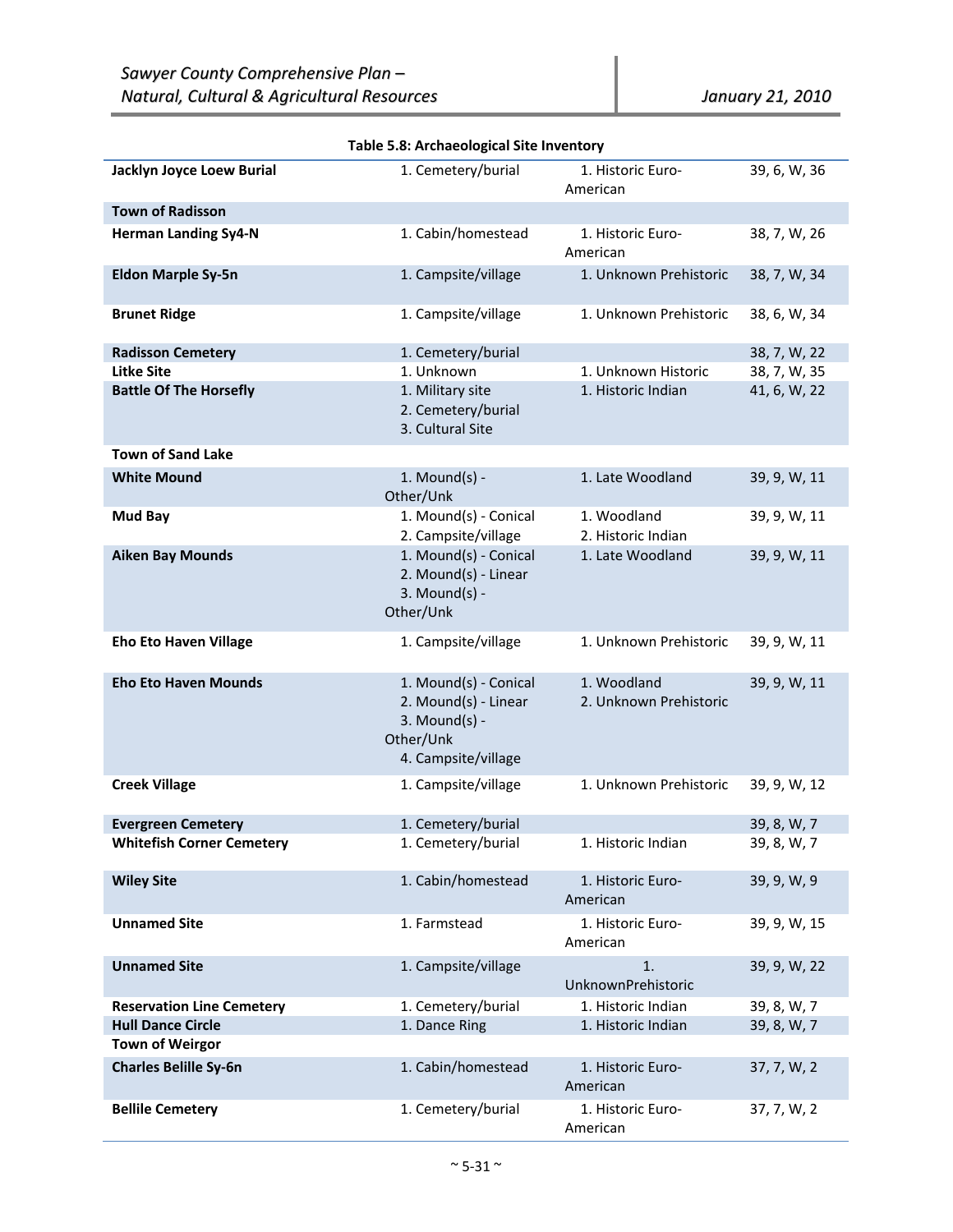**Table 5.8: Archaeological Site Inventory**

| | | | |
|---|---|---|---|
| **Jacklyn Joyce Loew Burial** | 1. Cemetery/burial | 1. Historic Euro-American | 39, 6, W, 36 |
| **Town of Radisson** | | | |
| **Herman Landing Sy4-N** | 1. Cabin/homestead | 1. Historic Euro-American | 38, 7, W, 26 |
| **Eldon Marple Sy-5n** | 1. Campsite/village | 1. Unknown Prehistoric | 38, 7, W, 34 |
| **Brunet Ridge** | 1. Campsite/village | 1. Unknown Prehistoric | 38, 6, W, 34 |
| **Radisson Cemetery** | 1. Cemetery/burial | | 38, 7, W, 22 |
| **Litke Site** | 1. Unknown | 1. Unknown Historic | 38, 7, W, 35 |
| **Battle Of The Horsefly** | 1. Military site<br>2. Cemetery/burial<br>3. Cultural Site | 1. Historic Indian | 41, 6, W, 22 |
| **Town of Sand Lake** | | | |
| **White Mound** | 1. Mound(s) - Other/Unk | 1. Late Woodland | 39, 9, W, 11 |
| **Mud Bay** | 1. Mound(s) - Conical<br>2. Campsite/village | 1. Woodland<br>2. Historic Indian | 39, 9, W, 11 |
| **Aiken Bay Mounds** | 1. Mound(s) - Conical<br>2. Mound(s) - Linear<br>3. Mound(s) - Other/Unk | 1. Late Woodland | 39, 9, W, 11 |
| **Eho Eto Haven Village** | 1. Campsite/village | 1. Unknown Prehistoric | 39, 9, W, 11 |
| **Eho Eto Haven Mounds** | 1. Mound(s) - Conical<br>2. Mound(s) - Linear<br>3. Mound(s) - Other/Unk<br>4. Campsite/village | 1. Woodland<br>2. Unknown Prehistoric | 39, 9, W, 11 |
| **Creek Village** | 1. Campsite/village | 1. Unknown Prehistoric | 39, 9, W, 12 |
| **Evergreen Cemetery** | 1. Cemetery/burial | | 39, 8, W, 7 |
| **Whitefish Corner Cemetery** | 1. Cemetery/burial | 1. Historic Indian | 39, 8, W, 7 |
| **Wiley Site** | 1. Cabin/homestead | 1. Historic Euro-American | 39, 9, W, 9 |
| **Unnamed Site** | 1. Farmstead | 1. Historic Euro-American | 39, 9, W, 15 |
| **Unnamed Site** | 1. Campsite/village | 1. UnknownPrehistoric | 39, 9, W, 22 |
| **Reservation Line Cemetery** | 1. Cemetery/burial | 1. Historic Indian | 39, 8, W, 7 |
| **Hull Dance Circle** | 1. Dance Ring | 1. Historic Indian | 39, 8, W, 7 |
| **Town of Weirgor** | | | |
| **Charles Belille Sy-6n** | 1. Cabin/homestead | 1. Historic Euro-American | 37, 7, W, 2 |
| **Bellile Cemetery** | 1. Cemetery/burial | 1. Historic Euro-American | 37, 7, W, 2 |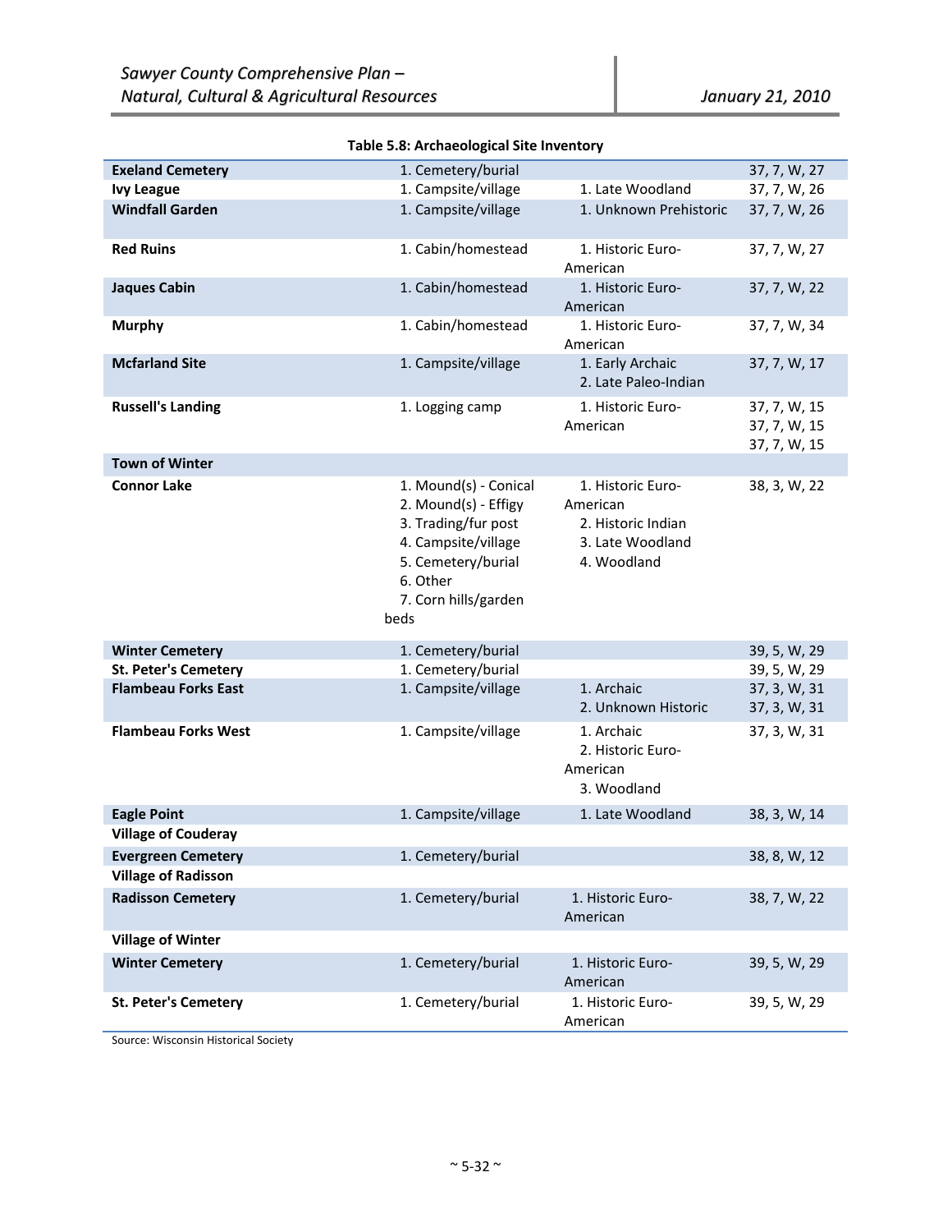**Table 5.8: Archaeological Site Inventory**

| | | | |
|---|---|---|---|
| **Exeland Cemetery** | 1. Cemetery/burial | | 37, 7, W, 27 |
| **Ivy League** | 1. Campsite/village | 1. Late Woodland | 37, 7, W, 26 |
| **Windfall Garden** | 1. Campsite/village | 1. Unknown Prehistoric | 37, 7, W, 26 |
| **Red Ruins** | 1. Cabin/homestead | 1. Historic Euro-American | 37, 7, W, 27 |
| **Jaques Cabin** | 1. Cabin/homestead | 1. Historic Euro-American | 37, 7, W, 22 |
| **Murphy** | 1. Cabin/homestead | 1. Historic Euro-American | 37, 7, W, 34 |
| **Mcfarland Site** | 1. Campsite/village | 1. Early Archaic<br>2. Late Paleo-Indian | 37, 7, W, 17 |
| **Russell's Landing** | 1. Logging camp | 1. Historic Euro-American | 37, 7, W, 15<br>37, 7, W, 15<br>37, 7, W, 15 |
| **Town of Winter** | | | |
| **Connor Lake** | 1. Mound(s) - Conical<br>2. Mound(s) - Effigy<br>3. Trading/fur post<br>4. Campsite/village<br>5. Cemetery/burial<br>6. Other<br>7. Corn hills/garden beds | 1. Historic Euro-American<br>2. Historic Indian<br>3. Late Woodland<br>4. Woodland | 38, 3, W, 22 |
| **Winter Cemetery** | 1. Cemetery/burial | | 39, 5, W, 29 |
| **St. Peter's Cemetery** | 1. Cemetery/burial | | 39, 5, W, 29 |
| **Flambeau Forks East** | 1. Campsite/village | 1. Archaic<br>2. Unknown Historic | 37, 3, W, 31<br>37, 3, W, 31 |
| **Flambeau Forks West** | 1. Campsite/village | 1. Archaic<br>2. Historic Euro-American<br>3. Woodland | 37, 3, W, 31 |
| **Eagle Point** | 1. Campsite/village | 1. Late Woodland | 38, 3, W, 14 |
| **Village of Couderay** | | | |
| **Evergreen Cemetery** | 1. Cemetery/burial | | 38, 8, W, 12 |
| **Village of Radisson** | | | |
| **Radisson Cemetery** | 1. Cemetery/burial | 1. Historic Euro-American | 38, 7, W, 22 |
| **Village of Winter** | | | |
| **Winter Cemetery** | 1. Cemetery/burial | 1. Historic Euro-American | 39, 5, W, 29 |
| **St. Peter's Cemetery** | 1. Cemetery/burial | 1. Historic Euro-American | 39, 5, W, 29 |

Source: Wisconsin Historical Society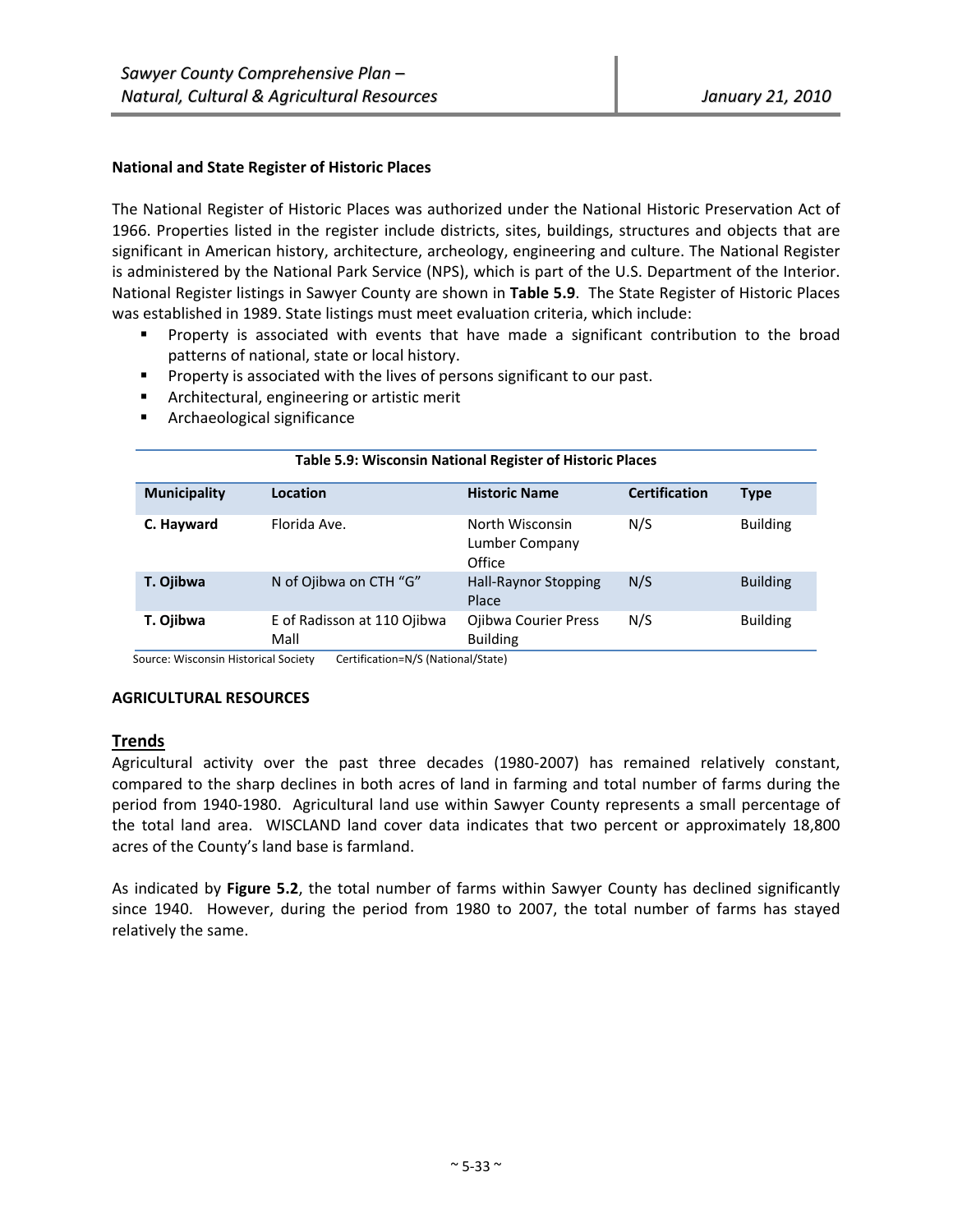### National and State Register of Historic Places

The National Register of Historic Places was authorized under the National Historic Preservation Act of 1966. Properties listed in the register include districts, sites, buildings, structures and objects that are significant in American history, architecture, archeology, engineering and culture. The National Register is administered by the National Park Service (NPS), which is part of the U.S. Department of the Interior. National Register listings in Sawyer County are shown in **Table 5.9**. The State Register of Historic Places was established in 1989. State listings must meet evaluation criteria, which include:

- Property is associated with events that have made a significant contribution to the broad patterns of national, state or local history.
- Property is associated with the lives of persons significant to our past.
- Architectural, engineering or artistic merit
- Archaeological significance

**Table 5.9: Wisconsin National Register of Historic Places**

| Municipality | Location | Historic Name | Certification | Type |
|---|---|---|---|---|
| **C. Hayward** | Florida Ave. | North Wisconsin Lumber Company Office | N/S | Building |
| **T. Ojibwa** | N of Ojibwa on CTH "G" | Hall-Raynor Stopping Place | N/S | Building |
| **T. Ojibwa** | E of Radisson at 110 Ojibwa Mall | Ojibwa Courier Press Building | N/S | Building |

Source: Wisconsin Historical Society Certification=N/S (National/State)

## AGRICULTURAL RESOURCES

### Trends

Agricultural activity over the past three decades (1980-2007) has remained relatively constant, compared to the sharp declines in both acres of land in farming and total number of farms during the period from 1940-1980. Agricultural land use within Sawyer County represents a small percentage of the total land area. WISCLAND land cover data indicates that two percent or approximately 18,800 acres of the County's land base is farmland.

As indicated by **Figure 5.2**, the total number of farms within Sawyer County has declined significantly since 1940. However, during the period from 1980 to 2007, the total number of farms has stayed relatively the same.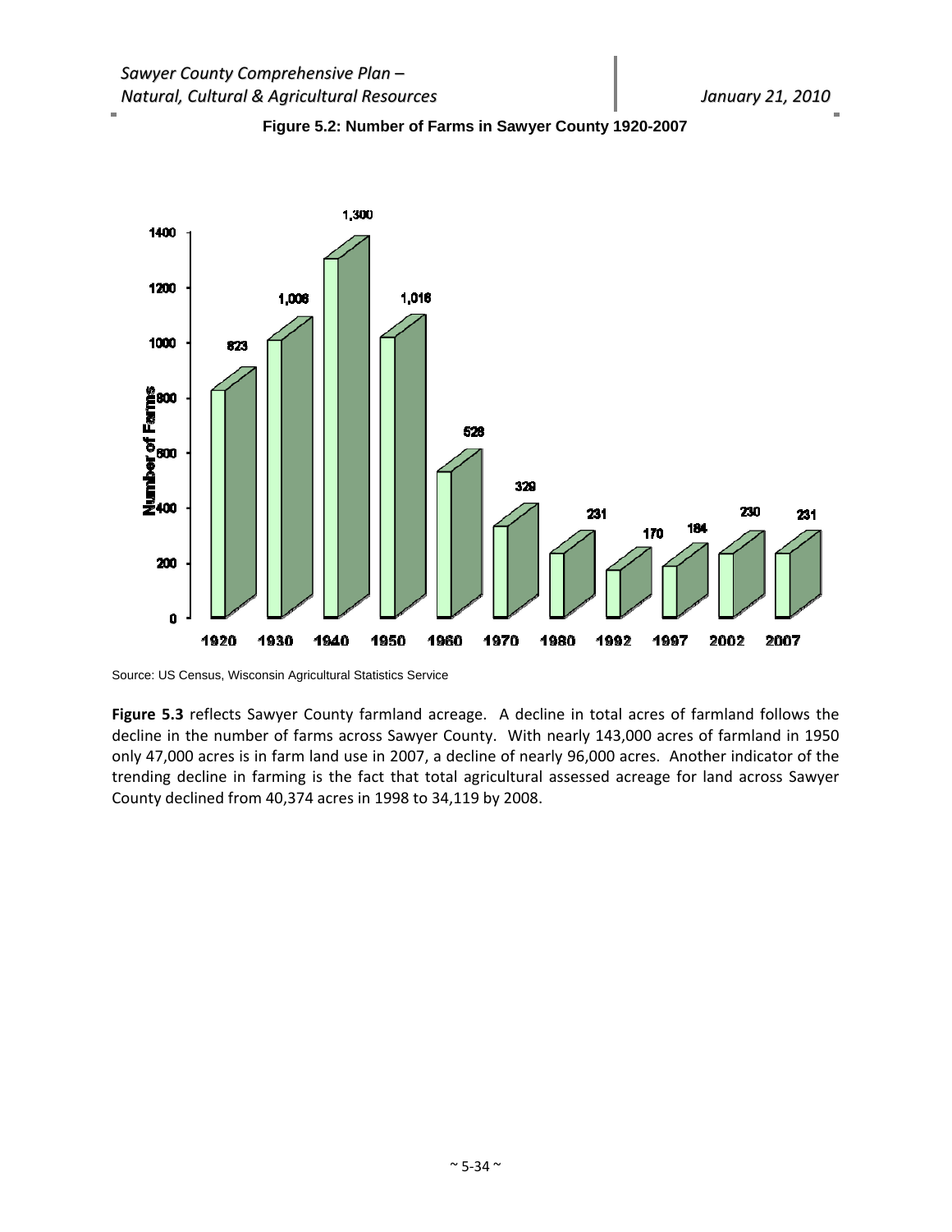**Figure 5.2: Number of Farms in Sawyer County 1920-2007**

| Year | Number of Farms |
|---|---|
| 1920 | 823 |
| 1930 | 1,006 |
| 1940 | 1,300 |
| 1950 | 1,016 |
| 1960 | 528 |
| 1970 | 329 |
| 1980 | 231 |
| 1992 | 170 |
| 1997 | 184 |
| 2002 | 230 |
| 2007 | 231 |

Source: US Census, Wisconsin Agricultural Statistics Service

**Figure 5.3** reflects Sawyer County farmland acreage. A decline in total acres of farmland follows the decline in the number of farms across Sawyer County. With nearly 143,000 acres of farmland in 1950 only 47,000 acres is in farm land use in 2007, a decline of nearly 96,000 acres. Another indicator of the trending decline in farming is the fact that total agricultural assessed acreage for land across Sawyer County declined from 40,374 acres in 1998 to 34,119 by 2008.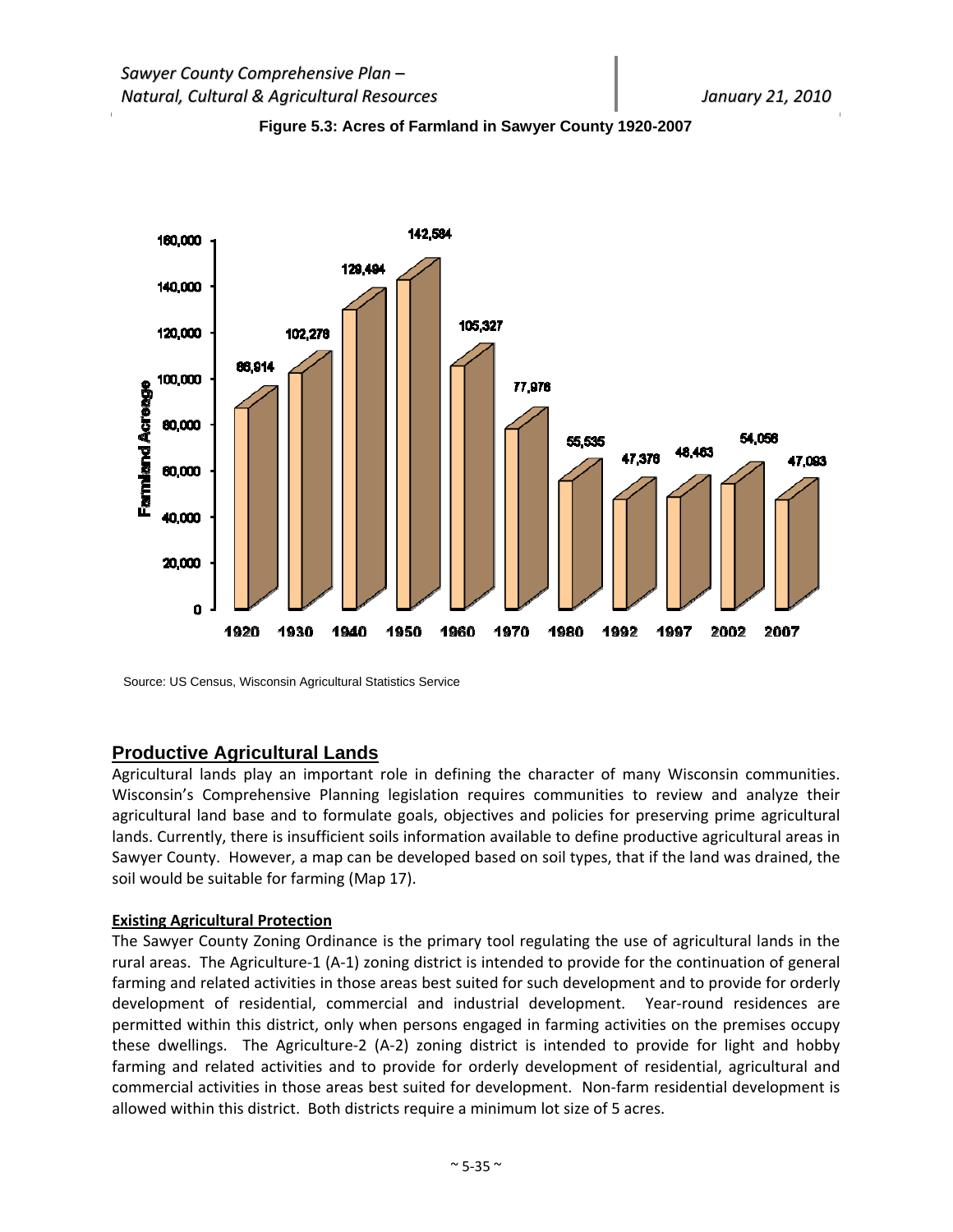**Figure 5.3: Acres of Farmland in Sawyer County 1920-2007**

| Year | Farmland Acreage |
|---|---|
| 1920 | 86,914 |
| 1930 | 102,278 |
| 1940 | 129,494 |
| 1950 | 142,584 |
| 1960 | 105,327 |
| 1970 | 77,976 |
| 1980 | 55,535 |
| 1992 | 47,376 |
| 1997 | 48,463 |
| 2002 | 54,056 |
| 2007 | 47,093 |

Source: US Census, Wisconsin Agricultural Statistics Service

## Productive Agricultural Lands

Agricultural lands play an important role in defining the character of many Wisconsin communities. Wisconsin's Comprehensive Planning legislation requires communities to review and analyze their agricultural land base and to formulate goals, objectives and policies for preserving prime agricultural lands. Currently, there is insufficient soils information available to define productive agricultural areas in Sawyer County. However, a map can be developed based on soil types, that if the land was drained, the soil would be suitable for farming (Map 17).

**Existing Agricultural Protection**

The Sawyer County Zoning Ordinance is the primary tool regulating the use of agricultural lands in the rural areas. The Agriculture-1 (A-1) zoning district is intended to provide for the continuation of general farming and related activities in those areas best suited for such development and to provide for orderly development of residential, commercial and industrial development. Year-round residences are permitted within this district, only when persons engaged in farming activities on the premises occupy these dwellings. The Agriculture-2 (A-2) zoning district is intended to provide for light and hobby farming and related activities and to provide for orderly development of residential, agricultural and commercial activities in those areas best suited for development. Non-farm residential development is allowed within this district. Both districts require a minimum lot size of 5 acres.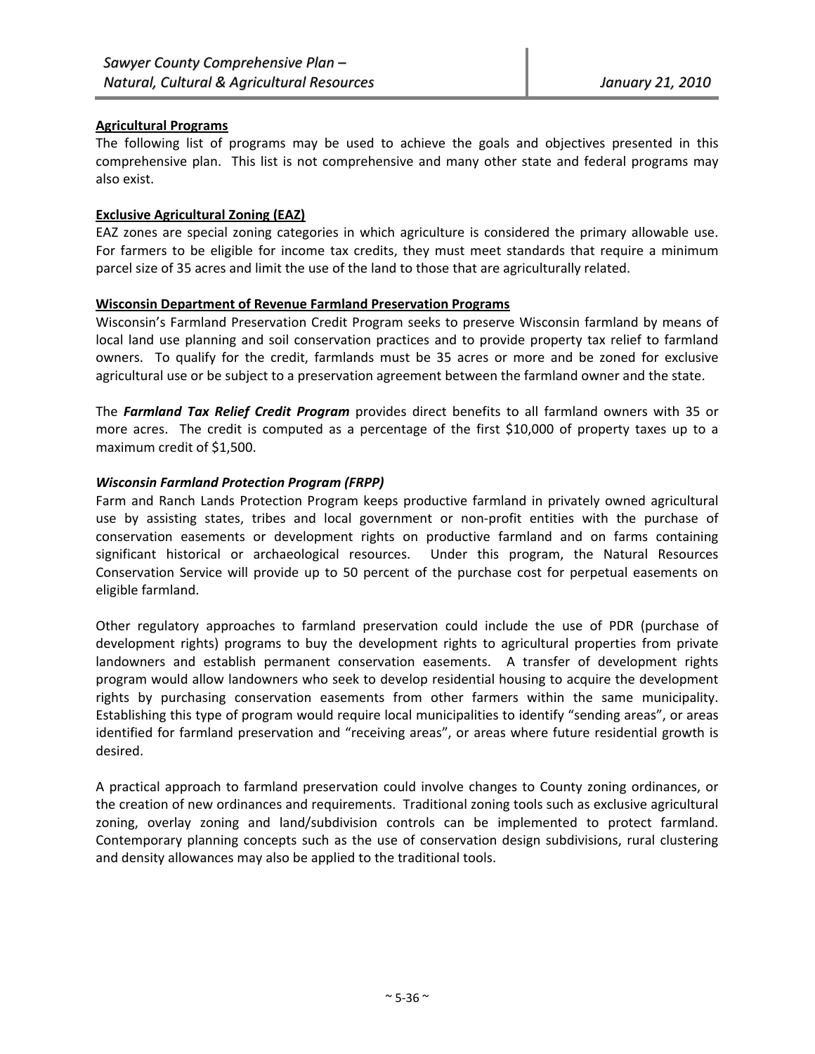**Agricultural Programs**

The following list of programs may be used to achieve the goals and objectives presented in this comprehensive plan. This list is not comprehensive and many other state and federal programs may also exist.

**Exclusive Agricultural Zoning (EAZ)**

EAZ zones are special zoning categories in which agriculture is considered the primary allowable use. For farmers to be eligible for income tax credits, they must meet standards that require a minimum parcel size of 35 acres and limit the use of the land to those that are agriculturally related.

**Wisconsin Department of Revenue Farmland Preservation Programs**

Wisconsin's Farmland Preservation Credit Program seeks to preserve Wisconsin farmland by means of local land use planning and soil conservation practices and to provide property tax relief to farmland owners. To qualify for the credit, farmlands must be 35 acres or more and be zoned for exclusive agricultural use or be subject to a preservation agreement between the farmland owner and the state.

The ***Farmland Tax Relief Credit Program*** provides direct benefits to all farmland owners with 35 or more acres. The credit is computed as a percentage of the first $10,000 of property taxes up to a maximum credit of $1,500.

***Wisconsin Farmland Protection Program (FRPP)***

Farm and Ranch Lands Protection Program keeps productive farmland in privately owned agricultural use by assisting states, tribes and local government or non-profit entities with the purchase of conservation easements or development rights on productive farmland and on farms containing significant historical or archaeological resources. Under this program, the Natural Resources Conservation Service will provide up to 50 percent of the purchase cost for perpetual easements on eligible farmland.

Other regulatory approaches to farmland preservation could include the use of PDR (purchase of development rights) programs to buy the development rights to agricultural properties from private landowners and establish permanent conservation easements. A transfer of development rights program would allow landowners who seek to develop residential housing to acquire the development rights by purchasing conservation easements from other farmers within the same municipality. Establishing this type of program would require local municipalities to identify "sending areas", or areas identified for farmland preservation and "receiving areas", or areas where future residential growth is desired.

A practical approach to farmland preservation could involve changes to County zoning ordinances, or the creation of new ordinances and requirements. Traditional zoning tools such as exclusive agricultural zoning, overlay zoning and land/subdivision controls can be implemented to protect farmland. Contemporary planning concepts such as the use of conservation design subdivisions, rural clustering and density allowances may also be applied to the traditional tools.